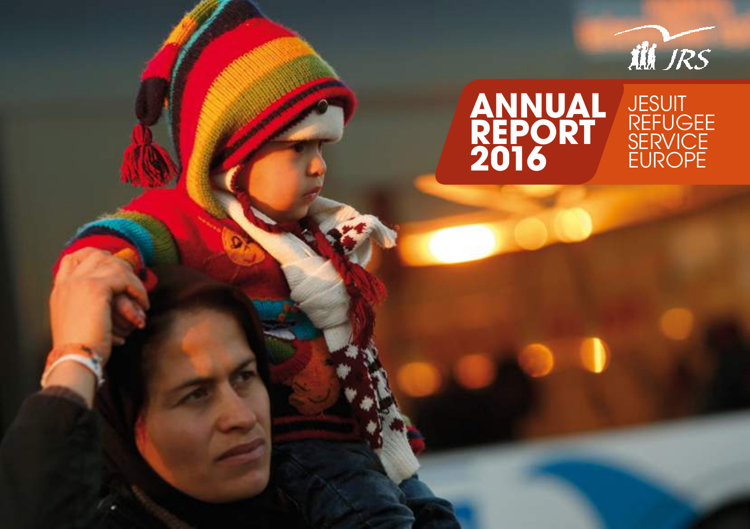JRS

# ANNUAL REPORT 2016

JESUIT REFUGEE SERVICE EUROPE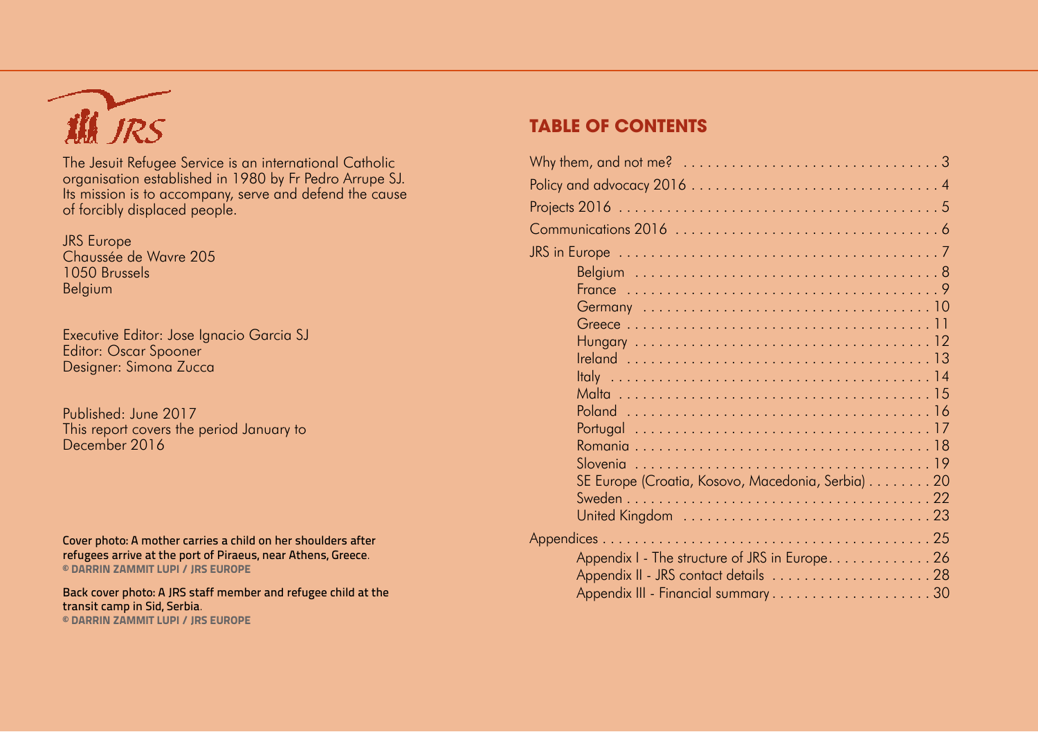The Jesuit Refugee Service is an international Catholic organisation established in 1980 by Fr Pedro Arrupe SJ. Its mission is to accompany, serve and defend the cause of forcibly displaced people.

JRS Europe
Chaussée de Wavre 205
1050 Brussels
Belgium

Executive Editor: Jose Ignacio Garcia SJ
Editor: Oscar Spooner
Designer: Simona Zucca

Published: June 2017
This report covers the period January to December 2016

Cover photo: A mother carries a child on her shoulders after refugees arrive at the port of Piraeus, near Athens, Greece.
© DARRIN ZAMMIT LUPI / JRS EUROPE

Back cover photo: A JRS staff member and refugee child at the transit camp in Sid, Serbia.
© DARRIN ZAMMIT LUPI / JRS EUROPE

## TABLE OF CONTENTS

- Why them, and not me? . . . . . 3
- Policy and advocacy 2016 . . . . . 4
- Projects 2016 . . . . . 5
- Communications 2016 . . . . . 6
- JRS in Europe . . . . . 7
  - Belgium . . . . . 8
  - France . . . . . 9
  - Germany . . . . . 10
  - Greece . . . . . 11
  - Hungary . . . . . 12
  - Ireland . . . . . 13
  - Italy . . . . . 14
  - Malta . . . . . 15
  - Poland . . . . . 16
  - Portugal . . . . . 17
  - Romania . . . . . 18
  - Slovenia . . . . . 19
  - SE Europe (Croatia, Kosovo, Macedonia, Serbia) . . . . . 20
  - Sweden . . . . . 22
  - United Kingdom . . . . . 23
- Appendices . . . . . 25
  - Appendix I - The structure of JRS in Europe . . . . . 26
  - Appendix II - JRS contact details . . . . . 28
  - Appendix III - Financial summary . . . . . 30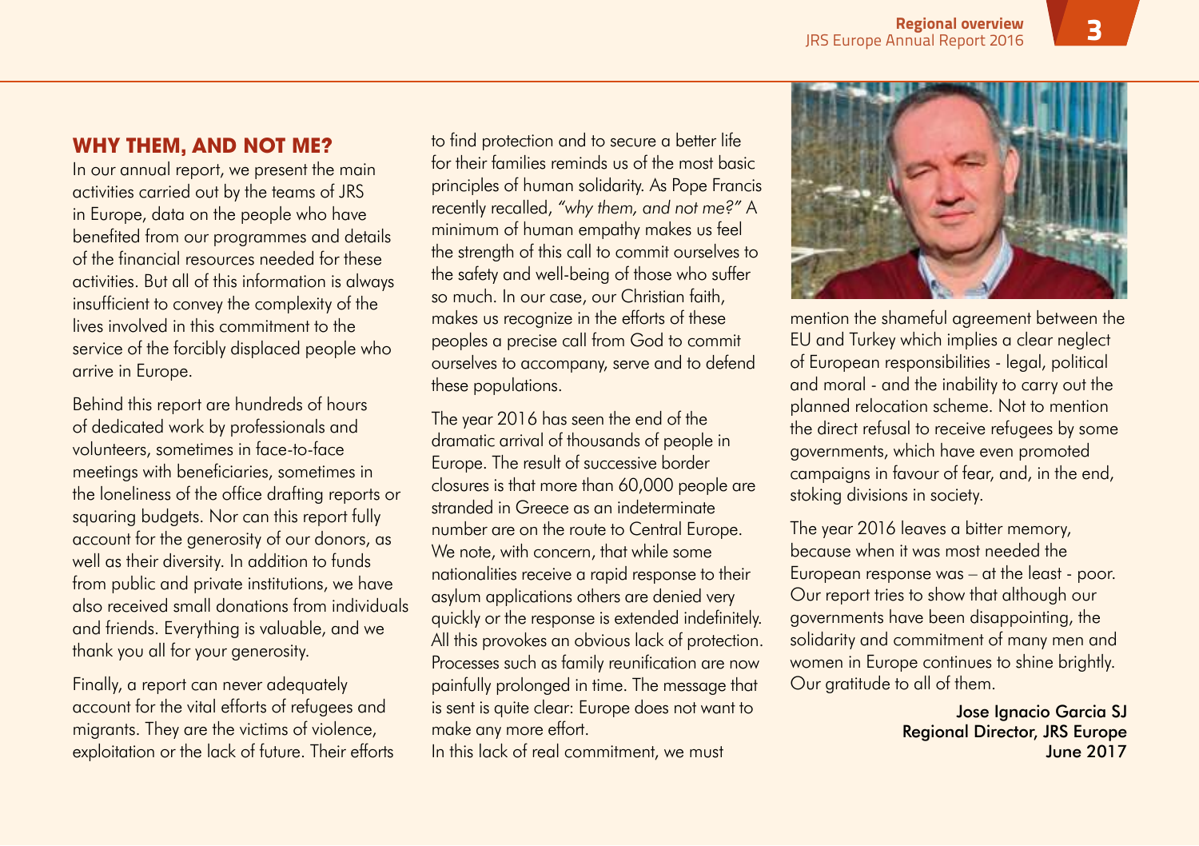## WHY THEM, AND NOT ME?

In our annual report, we present the main activities carried out by the teams of JRS in Europe, data on the people who have benefited from our programmes and details of the financial resources needed for these activities. But all of this information is always insufficient to convey the complexity of the lives involved in this commitment to the service of the forcibly displaced people who arrive in Europe.

Behind this report are hundreds of hours of dedicated work by professionals and volunteers, sometimes in face-to-face meetings with beneficiaries, sometimes in the loneliness of the office drafting reports or squaring budgets. Nor can this report fully account for the generosity of our donors, as well as their diversity. In addition to funds from public and private institutions, we have also received small donations from individuals and friends. Everything is valuable, and we thank you all for your generosity.

Finally, a report can never adequately account for the vital efforts of refugees and migrants. They are the victims of violence, exploitation or the lack of future. Their efforts to find protection and to secure a better life for their families reminds us of the most basic principles of human solidarity. As Pope Francis recently recalled, *"why them, and not me?"* A minimum of human empathy makes us feel the strength of this call to commit ourselves to the safety and well-being of those who suffer so much. In our case, our Christian faith, makes us recognize in the efforts of these peoples a precise call from God to commit ourselves to accompany, serve and to defend these populations.

The year 2016 has seen the end of the dramatic arrival of thousands of people in Europe. The result of successive border closures is that more than 60,000 people are stranded in Greece as an indeterminate number are on the route to Central Europe. We note, with concern, that while some nationalities receive a rapid response to their asylum applications others are denied very quickly or the response is extended indefinitely. All this provokes an obvious lack of protection. Processes such as family reunification are now painfully prolonged in time. The message that is sent is quite clear: Europe does not want to make any more effort.

In this lack of real commitment, we must mention the shameful agreement between the EU and Turkey which implies a clear neglect of European responsibilities - legal, political and moral - and the inability to carry out the planned relocation scheme. Not to mention the direct refusal to receive refugees by some governments, which have even promoted campaigns in favour of fear, and, in the end, stoking divisions in society.

The year 2016 leaves a bitter memory, because when it was most needed the European response was – at the least - poor. Our report tries to show that although our governments have been disappointing, the solidarity and commitment of many men and women in Europe continues to shine brightly. Our gratitude to all of them.

**Jose Ignacio Garcia SJ**
**Regional Director, JRS Europe**
**June 2017**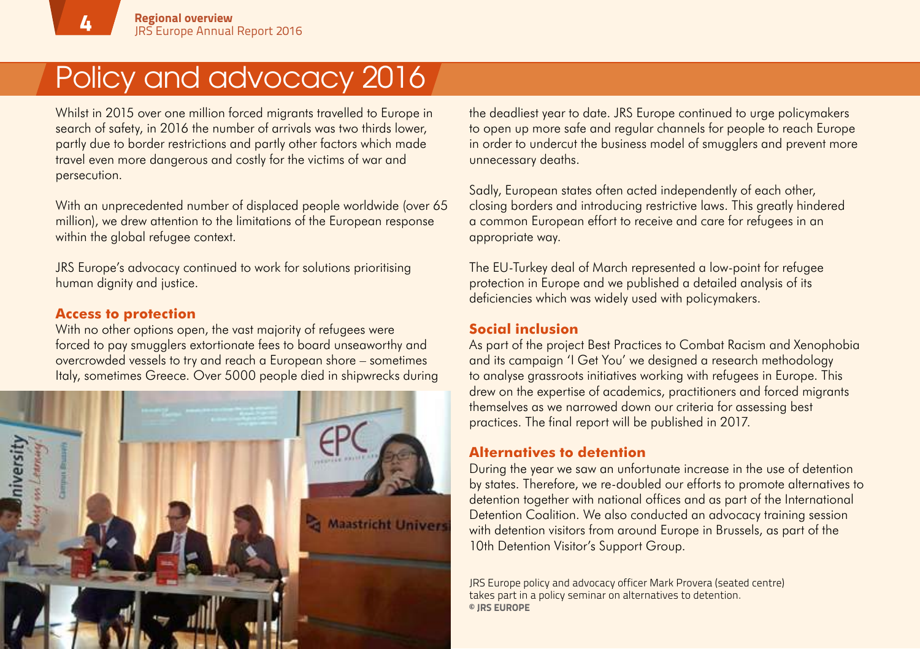# Policy and advocacy 2016

Whilst in 2015 over one million forced migrants travelled to Europe in search of safety, in 2016 the number of arrivals was two thirds lower, partly due to border restrictions and partly other factors which made travel even more dangerous and costly for the victims of war and persecution.

With an unprecedented number of displaced people worldwide (over 65 million), we drew attention to the limitations of the European response within the global refugee context.

JRS Europe's advocacy continued to work for solutions prioritising human dignity and justice.

## Access to protection

With no other options open, the vast majority of refugees were forced to pay smugglers extortionate fees to board unseaworthy and overcrowded vessels to try and reach a European shore – sometimes Italy, sometimes Greece. Over 5000 people died in shipwrecks during the deadliest year to date. JRS Europe continued to urge policymakers to open up more safe and regular channels for people to reach Europe in order to undercut the business model of smugglers and prevent more unnecessary deaths.

Sadly, European states often acted independently of each other, closing borders and introducing restrictive laws. This greatly hindered a common European effort to receive and care for refugees in an appropriate way.

The EU-Turkey deal of March represented a low-point for refugee protection in Europe and we published a detailed analysis of its deficiencies which was widely used with policymakers.

## Social inclusion

As part of the project Best Practices to Combat Racism and Xenophobia and its campaign 'I Get You' we designed a research methodology to analyse grassroots initiatives working with refugees in Europe. This drew on the expertise of academics, practitioners and forced migrants themselves as we narrowed down our criteria for assessing best practices. The final report will be published in 2017.

## Alternatives to detention

During the year we saw an unfortunate increase in the use of detention by states. Therefore, we re-doubled our efforts to promote alternatives to detention together with national offices and as part of the International Detention Coalition. We also conducted an advocacy training session with detention visitors from around Europe in Brussels, as part of the 10th Detention Visitor's Support Group.

JRS Europe policy and advocacy officer Mark Provera (seated centre) takes part in a policy seminar on alternatives to detention.
**© JRS EUROPE**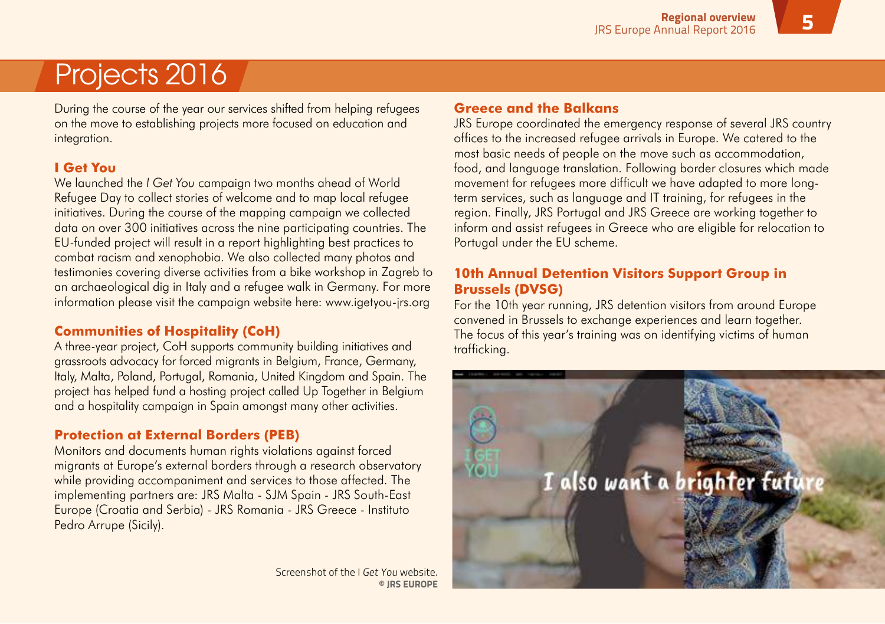# Projects 2016

During the course of the year our services shifted from helping refugees on the move to establishing projects more focused on education and integration.

## I Get You

We launched the *I Get You* campaign two months ahead of World Refugee Day to collect stories of welcome and to map local refugee initiatives. During the course of the mapping campaign we collected data on over 300 initiatives across the nine participating countries. The EU-funded project will result in a report highlighting best practices to combat racism and xenophobia. We also collected many photos and testimonies covering diverse activities from a bike workshop in Zagreb to an archaeological dig in Italy and a refugee walk in Germany. For more information please visit the campaign website here: www.igetyou-jrs.org

## Communities of Hospitality (CoH)

A three-year project, CoH supports community building initiatives and grassroots advocacy for forced migrants in Belgium, France, Germany, Italy, Malta, Poland, Portugal, Romania, United Kingdom and Spain. The project has helped fund a hosting project called Up Together in Belgium and a hospitality campaign in Spain amongst many other activities.

## Protection at External Borders (PEB)

Monitors and documents human rights violations against forced migrants at Europe's external borders through a research observatory while providing accompaniment and services to those affected. The implementing partners are: JRS Malta - SJM Spain - JRS South-East Europe (Croatia and Serbia) - JRS Romania - JRS Greece - Instituto Pedro Arrupe (Sicily).

## Greece and the Balkans

JRS Europe coordinated the emergency response of several JRS country offices to the increased refugee arrivals in Europe. We catered to the most basic needs of people on the move such as accommodation, food, and language translation. Following border closures which made movement for refugees more difficult we have adapted to more long-term services, such as language and IT training, for refugees in the region. Finally, JRS Portugal and JRS Greece are working together to inform and assist refugees in Greece who are eligible for relocation to Portugal under the EU scheme.

## 10th Annual Detention Visitors Support Group in Brussels (DVSG)

For the 10th year running, JRS detention visitors from around Europe convened in Brussels to exchange experiences and learn together. The focus of this year's training was on identifying victims of human trafficking.

Screenshot of the I *Get You* website.
© JRS EUROPE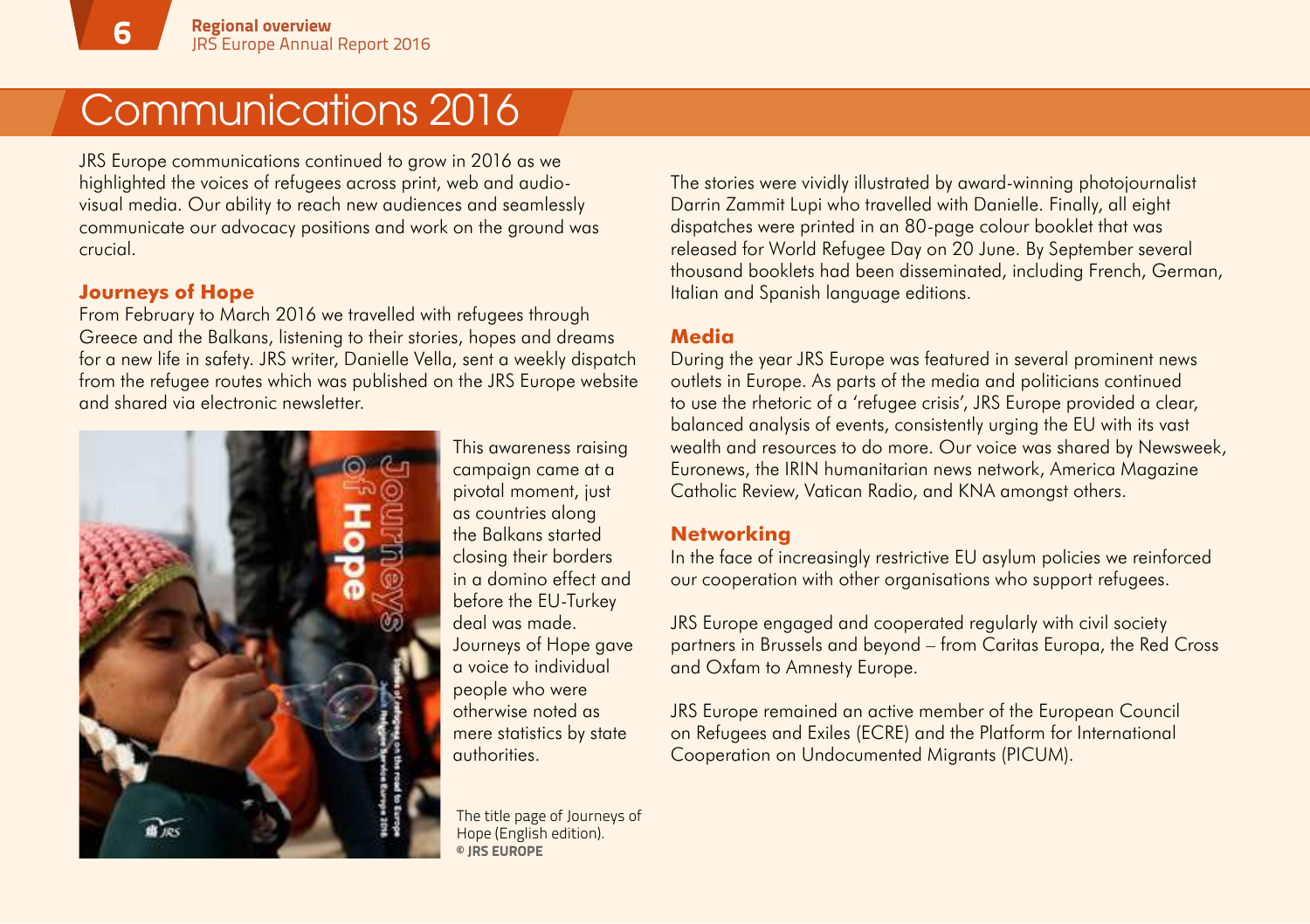# Communications 2016

JRS Europe communications continued to grow in 2016 as we highlighted the voices of refugees across print, web and audio-visual media. Our ability to reach new audiences and seamlessly communicate our advocacy positions and work on the ground was crucial.

## Journeys of Hope

From February to March 2016 we travelled with refugees through Greece and the Balkans, listening to their stories, hopes and dreams for a new life in safety. JRS writer, Danielle Vella, sent a weekly dispatch from the refugee routes which was published on the JRS Europe website and shared via electronic newsletter.

This awareness raising campaign came at a pivotal moment, just as countries along the Balkans started closing their borders in a domino effect and before the EU-Turkey deal was made. Journeys of Hope gave a voice to individual people who were otherwise noted as mere statistics by state authorities.

The title page of Journeys of Hope (English edition).
**© JRS EUROPE**

The stories were vividly illustrated by award-winning photojournalist Darrin Zammit Lupi who travelled with Danielle. Finally, all eight dispatches were printed in an 80-page colour booklet that was released for World Refugee Day on 20 June. By September several thousand booklets had been disseminated, including French, German, Italian and Spanish language editions.

## Media

During the year JRS Europe was featured in several prominent news outlets in Europe. As parts of the media and politicians continued to use the rhetoric of a 'refugee crisis', JRS Europe provided a clear, balanced analysis of events, consistently urging the EU with its vast wealth and resources to do more. Our voice was shared by Newsweek, Euronews, the IRIN humanitarian news network, America Magazine Catholic Review, Vatican Radio, and KNA amongst others.

## Networking

In the face of increasingly restrictive EU asylum policies we reinforced our cooperation with other organisations who support refugees.

JRS Europe engaged and cooperated regularly with civil society partners in Brussels and beyond – from Caritas Europa, the Red Cross and Oxfam to Amnesty Europe.

JRS Europe remained an active member of the European Council on Refugees and Exiles (ECRE) and the Platform for International Cooperation on Undocumented Migrants (PICUM).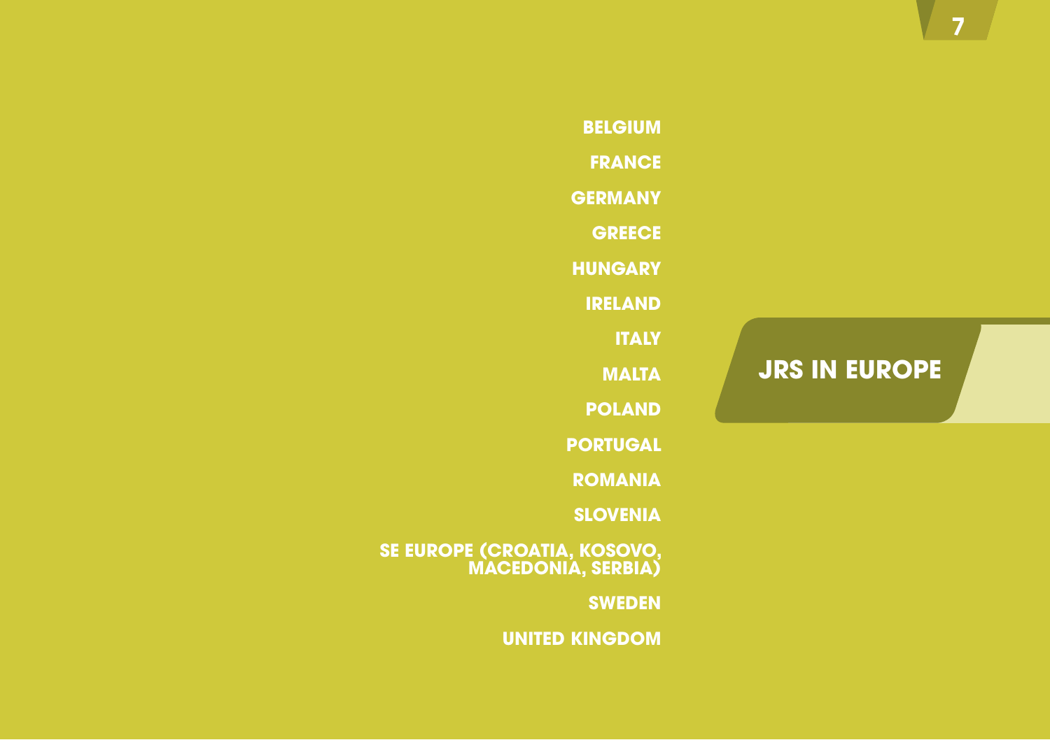# JRS IN EUROPE

- BELGIUM
- FRANCE
- GERMANY
- GREECE
- HUNGARY
- IRELAND
- ITALY
- MALTA
- POLAND
- PORTUGAL
- ROMANIA
- SLOVENIA
- SE EUROPE (CROATIA, KOSOVO, MACEDONIA, SERBIA)
- SWEDEN
- UNITED KINGDOM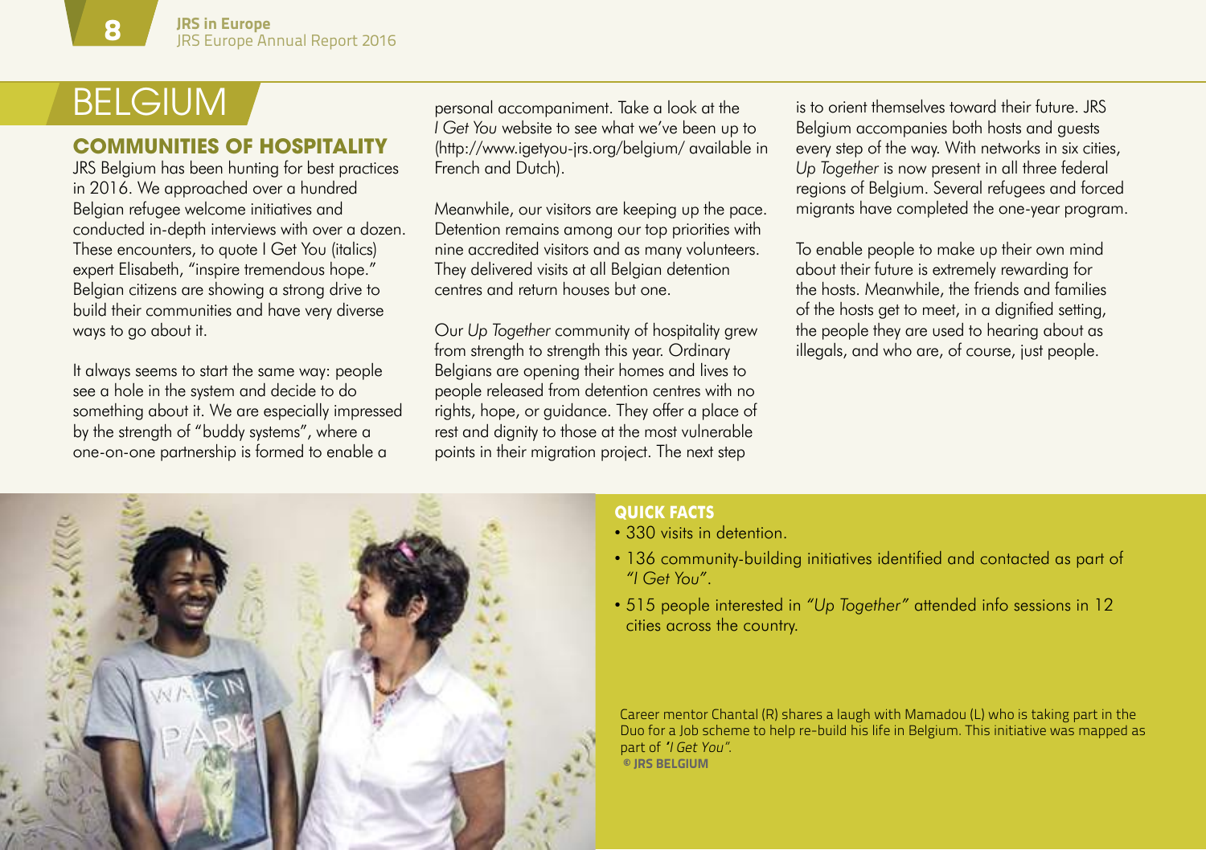# BELGIUM

## COMMUNITIES OF HOSPITALITY

JRS Belgium has been hunting for best practices in 2016. We approached over a hundred Belgian refugee welcome initiatives and conducted in-depth interviews with over a dozen. These encounters, to quote I Get You (italics) expert Elisabeth, "inspire tremendous hope." Belgian citizens are showing a strong drive to build their communities and have very diverse ways to go about it.

It always seems to start the same way: people see a hole in the system and decide to do something about it. We are especially impressed by the strength of "buddy systems", where a one-on-one partnership is formed to enable a personal accompaniment. Take a look at the *I Get You* website to see what we've been up to (http://www.igetyou-jrs.org/belgium/ available in French and Dutch).

Meanwhile, our visitors are keeping up the pace. Detention remains among our top priorities with nine accredited visitors and as many volunteers. They delivered visits at all Belgian detention centres and return houses but one.

Our *Up Together* community of hospitality grew from strength to strength this year. Ordinary Belgians are opening their homes and lives to people released from detention centres with no rights, hope, or guidance. They offer a place of rest and dignity to those at the most vulnerable points in their migration project. The next step is to orient themselves toward their future. JRS Belgium accompanies both hosts and guests every step of the way. With networks in six cities, *Up Together* is now present in all three federal regions of Belgium. Several refugees and forced migrants have completed the one-year program.

To enable people to make up their own mind about their future is extremely rewarding for the hosts. Meanwhile, the friends and families of the hosts get to meet, in a dignified setting, the people they are used to hearing about as illegals, and who are, of course, just people.

### QUICK FACTS

- 330 visits in detention.
- 136 community-building initiatives identified and contacted as part of *"I Get You"*.
- 515 people interested in *"Up Together"* attended info sessions in 12 cities across the country.

Career mentor Chantal (R) shares a laugh with Mamadou (L) who is taking part in the Duo for a Job scheme to help re-build his life in Belgium. This initiative was mapped as part of *"I Get You"*.
© JRS BELGIUM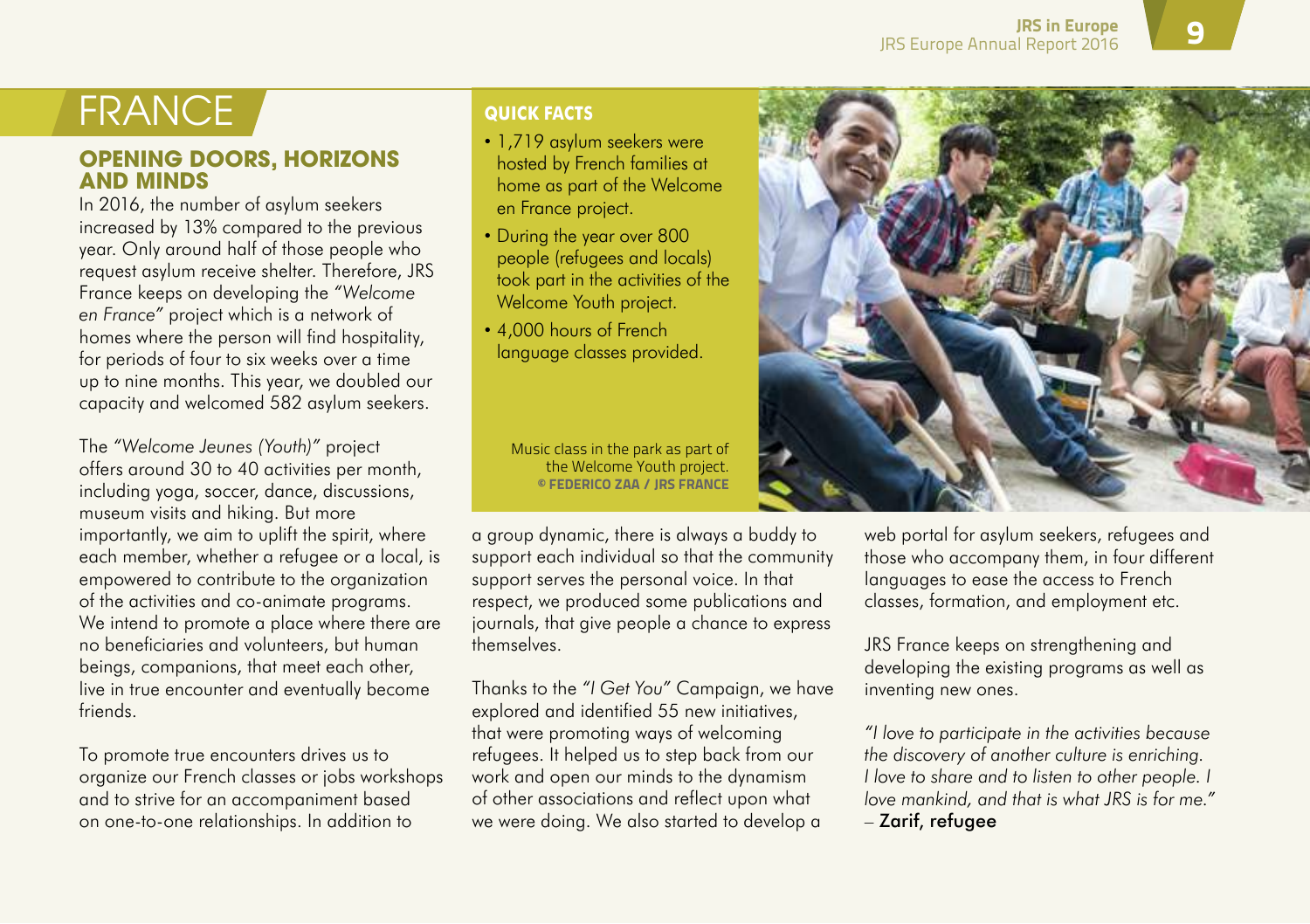# FRANCE

## OPENING DOORS, HORIZONS AND MINDS

In 2016, the number of asylum seekers increased by 13% compared to the previous year. Only around half of those people who request asylum receive shelter. Therefore, JRS France keeps on developing the *"Welcome en France"* project which is a network of homes where the person will find hospitality, for periods of four to six weeks over a time up to nine months. This year, we doubled our capacity and welcomed 582 asylum seekers.

The *"Welcome Jeunes (Youth)"* project offers around 30 to 40 activities per month, including yoga, soccer, dance, discussions, museum visits and hiking. But more importantly, we aim to uplift the spirit, where each member, whether a refugee or a local, is empowered to contribute to the organization of the activities and co-animate programs. We intend to promote a place where there are no beneficiaries and volunteers, but human beings, companions, that meet each other, live in true encounter and eventually become friends.

To promote true encounters drives us to organize our French classes or jobs workshops and to strive for an accompaniment based on one-to-one relationships. In addition to a group dynamic, there is always a buddy to support each individual so that the community support serves the personal voice. In that respect, we produced some publications and journals, that give people a chance to express themselves.

Thanks to the *"I Get You"* Campaign, we have explored and identified 55 new initiatives, that were promoting ways of welcoming refugees. It helped us to step back from our work and open our minds to the dynamism of other associations and reflect upon what we were doing. We also started to develop a web portal for asylum seekers, refugees and those who accompany them, in four different languages to ease the access to French classes, formation, and employment etc.

JRS France keeps on strengthening and developing the existing programs as well as inventing new ones.

*"I love to participate in the activities because the discovery of another culture is enriching. I love to share and to listen to other people. I love mankind, and that is what JRS is for me."*
– Zarif, refugee

### QUICK FACTS

- 1,719 asylum seekers were hosted by French families at home as part of the Welcome en France project.
- During the year over 800 people (refugees and locals) took part in the activities of the Welcome Youth project.
- 4,000 hours of French language classes provided.

Music class in the park as part of the Welcome Youth project.
**© FEDERICO ZAA / JRS FRANCE**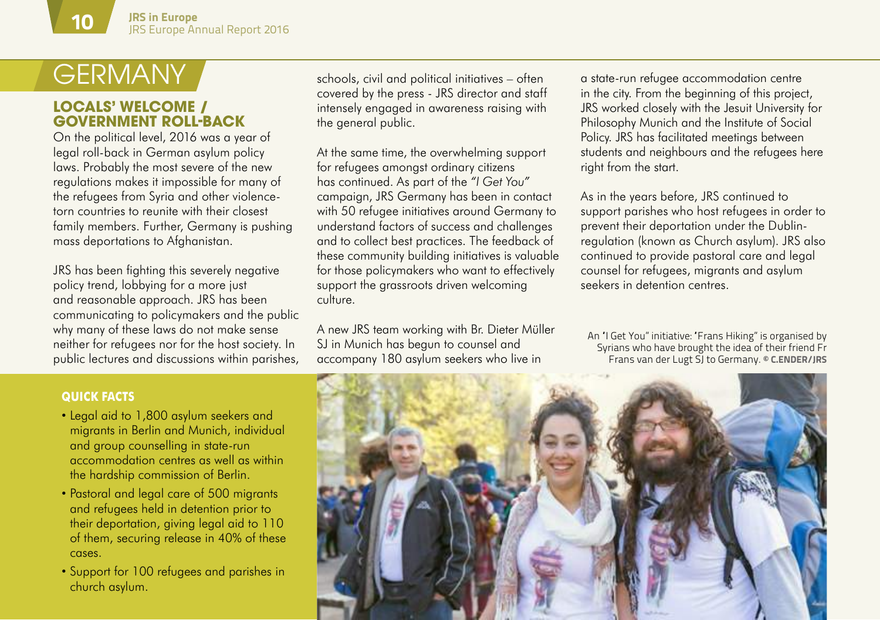# GERMANY

## LOCALS' WELCOME / GOVERNMENT ROLL-BACK

On the political level, 2016 was a year of legal roll-back in German asylum policy laws. Probably the most severe of the new regulations makes it impossible for many of the refugees from Syria and other violence-torn countries to reunite with their closest family members. Further, Germany is pushing mass deportations to Afghanistan.

JRS has been fighting this severely negative policy trend, lobbying for a more just and reasonable approach. JRS has been communicating to policymakers and the public why many of these laws do not make sense neither for refugees nor for the host society. In public lectures and discussions within parishes, schools, civil and political initiatives – often covered by the press - JRS director and staff intensely engaged in awareness raising with the general public.

At the same time, the overwhelming support for refugees amongst ordinary citizens has continued. As part of the *"I Get You"* campaign, JRS Germany has been in contact with 50 refugee initiatives around Germany to understand factors of success and challenges and to collect best practices. The feedback of these community building initiatives is valuable for those policymakers who want to effectively support the grassroots driven welcoming culture.

A new JRS team working with Br. Dieter Müller SJ in Munich has begun to counsel and accompany 180 asylum seekers who live in a state-run refugee accommodation centre in the city. From the beginning of this project, JRS worked closely with the Jesuit University for Philosophy Munich and the Institute of Social Policy. JRS has facilitated meetings between students and neighbours and the refugees here right from the start.

As in the years before, JRS continued to support parishes who host refugees in order to prevent their deportation under the Dublin-regulation (known as Church asylum). JRS also continued to provide pastoral care and legal counsel for refugees, migrants and asylum seekers in detention centres.

An "I Get You" initiative: "Frans Hiking" is organised by Syrians who have brought the idea of their friend Fr Frans van der Lugt SJ to Germany. © **C.ENDER/JRS**

### QUICK FACTS

- Legal aid to 1,800 asylum seekers and migrants in Berlin and Munich, individual and group counselling in state-run accommodation centres as well as within the hardship commission of Berlin.
- Pastoral and legal care of 500 migrants and refugees held in detention prior to their deportation, giving legal aid to 110 of them, securing release in 40% of these cases.
- Support for 100 refugees and parishes in church asylum.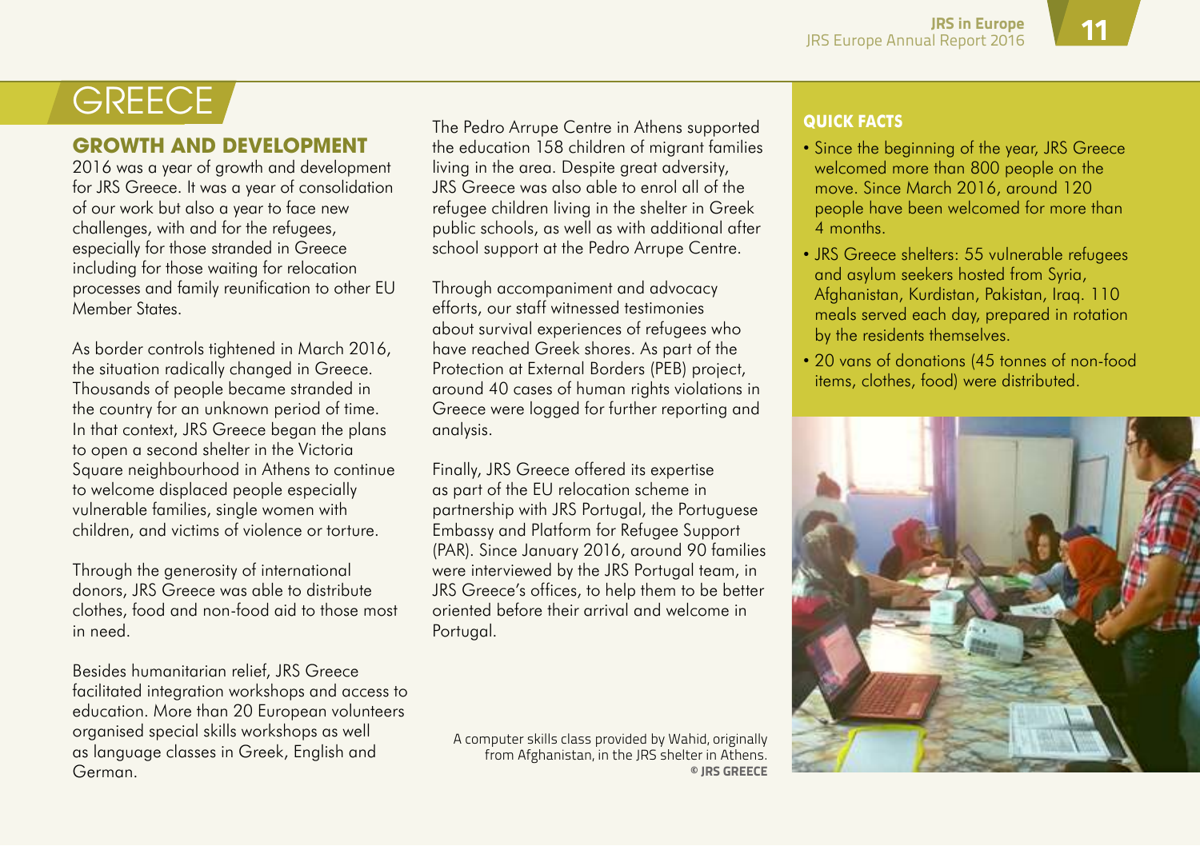# GREECE

## GROWTH AND DEVELOPMENT

2016 was a year of growth and development for JRS Greece. It was a year of consolidation of our work but also a year to face new challenges, with and for the refugees, especially for those stranded in Greece including for those waiting for relocation processes and family reunification to other EU Member States.

As border controls tightened in March 2016, the situation radically changed in Greece. Thousands of people became stranded in the country for an unknown period of time. In that context, JRS Greece began the plans to open a second shelter in the Victoria Square neighbourhood in Athens to continue to welcome displaced people especially vulnerable families, single women with children, and victims of violence or torture.

Through the generosity of international donors, JRS Greece was able to distribute clothes, food and non-food aid to those most in need.

Besides humanitarian relief, JRS Greece facilitated integration workshops and access to education. More than 20 European volunteers organised special skills workshops as well as language classes in Greek, English and German.

The Pedro Arrupe Centre in Athens supported the education 158 children of migrant families living in the area. Despite great adversity, JRS Greece was also able to enrol all of the refugee children living in the shelter in Greek public schools, as well as with additional after school support at the Pedro Arrupe Centre.

Through accompaniment and advocacy efforts, our staff witnessed testimonies about survival experiences of refugees who have reached Greek shores. As part of the Protection at External Borders (PEB) project, around 40 cases of human rights violations in Greece were logged for further reporting and analysis.

Finally, JRS Greece offered its expertise as part of the EU relocation scheme in partnership with JRS Portugal, the Portuguese Embassy and Platform for Refugee Support (PAR). Since January 2016, around 90 families were interviewed by the JRS Portugal team, in JRS Greece's offices, to help them to be better oriented before their arrival and welcome in Portugal.

### QUICK FACTS

- Since the beginning of the year, JRS Greece welcomed more than 800 people on the move. Since March 2016, around 120 people have been welcomed for more than 4 months.
- JRS Greece shelters: 55 vulnerable refugees and asylum seekers hosted from Syria, Afghanistan, Kurdistan, Pakistan, Iraq. 110 meals served each day, prepared in rotation by the residents themselves.
- 20 vans of donations (45 tonnes of non-food items, clothes, food) were distributed.

A computer skills class provided by Wahid, originally from Afghanistan, in the JRS shelter in Athens. © JRS GREECE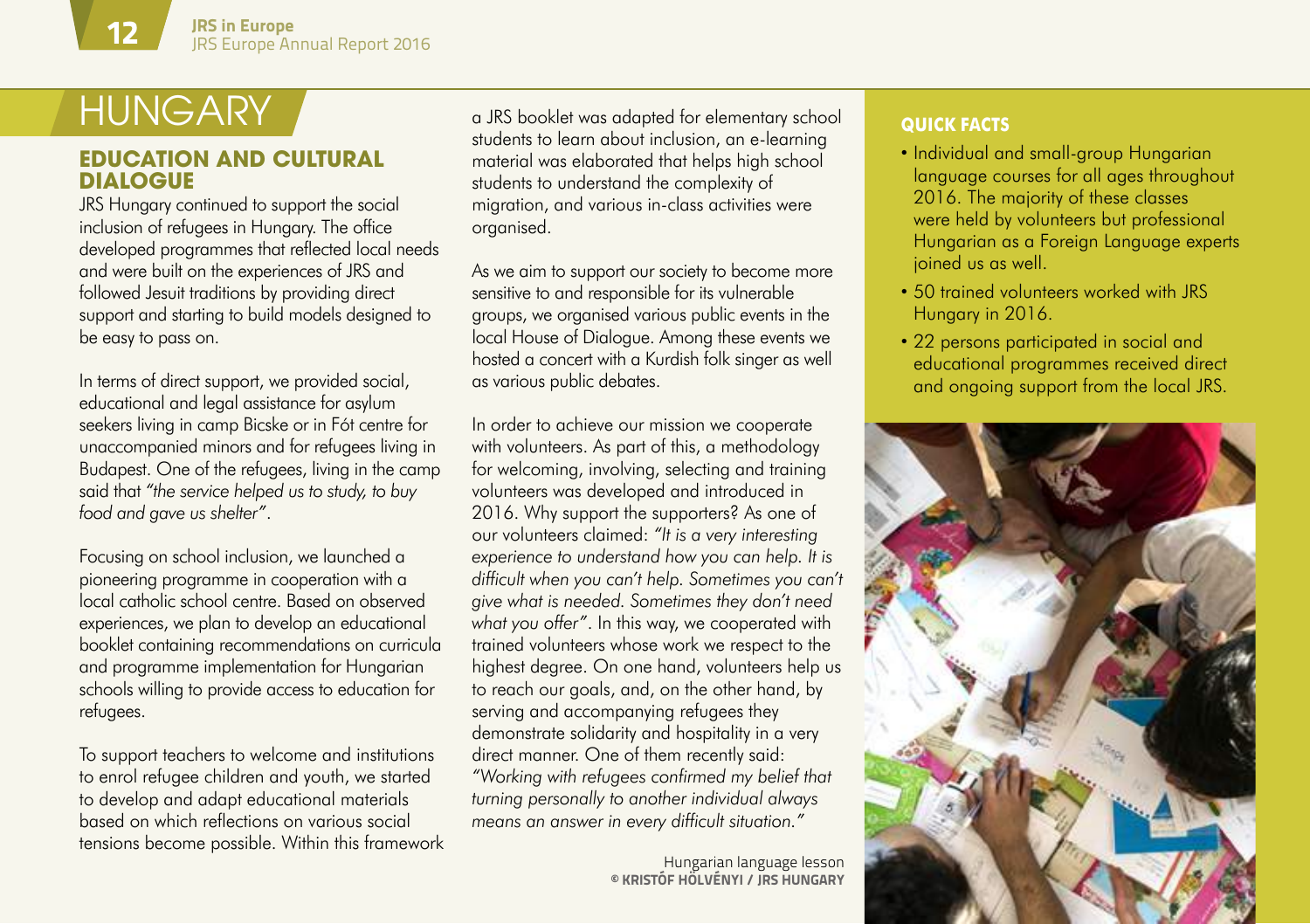# HUNGARY

## EDUCATION AND CULTURAL DIALOGUE

JRS Hungary continued to support the social inclusion of refugees in Hungary. The office developed programmes that reflected local needs and were built on the experiences of JRS and followed Jesuit traditions by providing direct support and starting to build models designed to be easy to pass on.

In terms of direct support, we provided social, educational and legal assistance for asylum seekers living in camp Bicske or in Fót centre for unaccompanied minors and for refugees living in Budapest. One of the refugees, living in the camp said that *"the service helped us to study, to buy food and gave us shelter"*.

Focusing on school inclusion, we launched a pioneering programme in cooperation with a local catholic school centre. Based on observed experiences, we plan to develop an educational booklet containing recommendations on curricula and programme implementation for Hungarian schools willing to provide access to education for refugees.

To support teachers to welcome and institutions to enrol refugee children and youth, we started to develop and adapt educational materials based on which reflections on various social tensions become possible. Within this framework a JRS booklet was adapted for elementary school students to learn about inclusion, an e-learning material was elaborated that helps high school students to understand the complexity of migration, and various in-class activities were organised.

As we aim to support our society to become more sensitive to and responsible for its vulnerable groups, we organised various public events in the local House of Dialogue. Among these events we hosted a concert with a Kurdish folk singer as well as various public debates.

In order to achieve our mission we cooperate with volunteers. As part of this, a methodology for welcoming, involving, selecting and training volunteers was developed and introduced in 2016. Why support the supporters? As one of our volunteers claimed: *"It is a very interesting experience to understand how you can help. It is difficult when you can't help. Sometimes you can't give what is needed. Sometimes they don't need what you offer"*. In this way, we cooperated with trained volunteers whose work we respect to the highest degree. On one hand, volunteers help us to reach our goals, and, on the other hand, by serving and accompanying refugees they demonstrate solidarity and hospitality in a very direct manner. One of them recently said: *"Working with refugees confirmed my belief that turning personally to another individual always means an answer in every difficult situation."*

### QUICK FACTS

- Individual and small-group Hungarian language courses for all ages throughout 2016. The majority of these classes were held by volunteers but professional Hungarian as a Foreign Language experts joined us as well.
- 50 trained volunteers worked with JRS Hungary in 2016.
- 22 persons participated in social and educational programmes received direct and ongoing support from the local JRS.

Hungarian language lesson
**© KRISTÓF HÖLVÉNYI / JRS HUNGARY**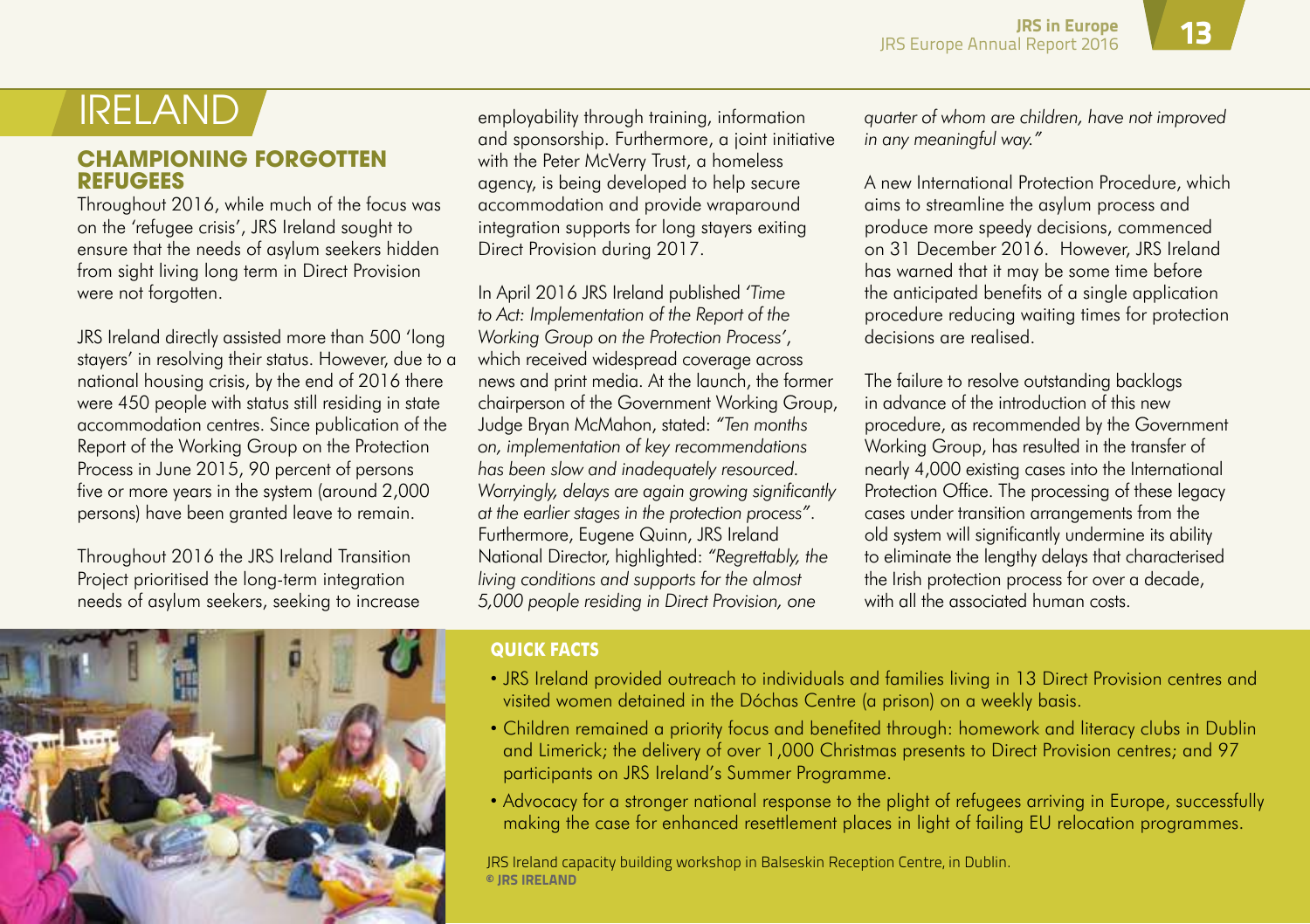# IRELAND

## CHAMPIONING FORGOTTEN REFUGEES

Throughout 2016, while much of the focus was on the 'refugee crisis', JRS Ireland sought to ensure that the needs of asylum seekers hidden from sight living long term in Direct Provision were not forgotten.

JRS Ireland directly assisted more than 500 'long stayers' in resolving their status. However, due to a national housing crisis, by the end of 2016 there were 450 people with status still residing in state accommodation centres. Since publication of the Report of the Working Group on the Protection Process in June 2015, 90 percent of persons five or more years in the system (around 2,000 persons) have been granted leave to remain.

Throughout 2016 the JRS Ireland Transition Project prioritised the long-term integration needs of asylum seekers, seeking to increase employability through training, information and sponsorship. Furthermore, a joint initiative with the Peter McVerry Trust, a homeless agency, is being developed to help secure accommodation and provide wraparound integration supports for long stayers exiting Direct Provision during 2017.

In April 2016 JRS Ireland published *'Time to Act: Implementation of the Report of the Working Group on the Protection Process'*, which received widespread coverage across news and print media. At the launch, the former chairperson of the Government Working Group, Judge Bryan McMahon, stated: *"Ten months on, implementation of key recommendations has been slow and inadequately resourced. Worryingly, delays are again growing significantly at the earlier stages in the protection process"*. Furthermore, Eugene Quinn, JRS Ireland National Director, highlighted: *"Regrettably, the living conditions and supports for the almost 5,000 people residing in Direct Provision, one quarter of whom are children, have not improved in any meaningful way."*

A new International Protection Procedure, which aims to streamline the asylum process and produce more speedy decisions, commenced on 31 December 2016. However, JRS Ireland has warned that it may be some time before the anticipated benefits of a single application procedure reducing waiting times for protection decisions are realised.

The failure to resolve outstanding backlogs in advance of the introduction of this new procedure, as recommended by the Government Working Group, has resulted in the transfer of nearly 4,000 existing cases into the International Protection Office. The processing of these legacy cases under transition arrangements from the old system will significantly undermine its ability to eliminate the lengthy delays that characterised the Irish protection process for over a decade, with all the associated human costs.

### QUICK FACTS

- JRS Ireland provided outreach to individuals and families living in 13 Direct Provision centres and visited women detained in the Dóchas Centre (a prison) on a weekly basis.
- Children remained a priority focus and benefited through: homework and literacy clubs in Dublin and Limerick; the delivery of over 1,000 Christmas presents to Direct Provision centres; and 97 participants on JRS Ireland's Summer Programme.
- Advocacy for a stronger national response to the plight of refugees arriving in Europe, successfully making the case for enhanced resettlement places in light of failing EU relocation programmes.

JRS Ireland capacity building workshop in Balseskin Reception Centre, in Dublin.
**© JRS IRELAND**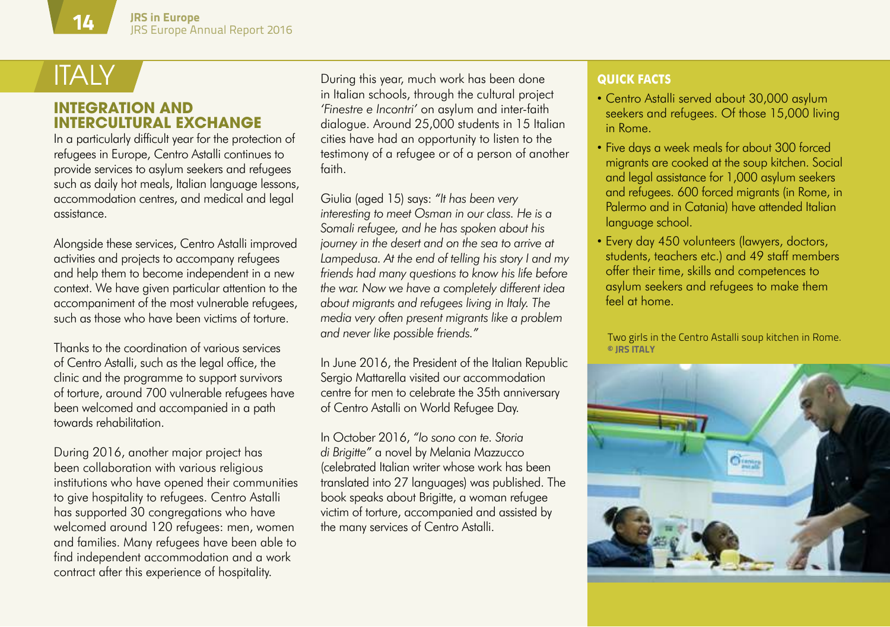# ITALY

## INTEGRATION AND INTERCULTURAL EXCHANGE

In a particularly difficult year for the protection of refugees in Europe, Centro Astalli continues to provide services to asylum seekers and refugees such as daily hot meals, Italian language lessons, accommodation centres, and medical and legal assistance.

Alongside these services, Centro Astalli improved activities and projects to accompany refugees and help them to become independent in a new context. We have given particular attention to the accompaniment of the most vulnerable refugees, such as those who have been victims of torture.

Thanks to the coordination of various services of Centro Astalli, such as the legal office, the clinic and the programme to support survivors of torture, around 700 vulnerable refugees have been welcomed and accompanied in a path towards rehabilitation.

During 2016, another major project has been collaboration with various religious institutions who have opened their communities to give hospitality to refugees. Centro Astalli has supported 30 congregations who have welcomed around 120 refugees: men, women and families. Many refugees have been able to find independent accommodation and a work contract after this experience of hospitality.

During this year, much work has been done in Italian schools, through the cultural project *'Finestre e Incontri'* on asylum and inter-faith dialogue. Around 25,000 students in 15 Italian cities have had an opportunity to listen to the testimony of a refugee or of a person of another faith.

Giulia (aged 15) says: *"It has been very interesting to meet Osman in our class. He is a Somali refugee, and he has spoken about his journey in the desert and on the sea to arrive at Lampedusa. At the end of telling his story I and my friends had many questions to know his life before the war. Now we have a completely different idea about migrants and refugees living in Italy. The media very often present migrants like a problem and never like possible friends."*

In June 2016, the President of the Italian Republic Sergio Mattarella visited our accommodation centre for men to celebrate the 35th anniversary of Centro Astalli on World Refugee Day.

In October 2016, *"Io sono con te. Storia di Brigitte"* a novel by Melania Mazzucco (celebrated Italian writer whose work has been translated into 27 languages) was published. The book speaks about Brigitte, a woman refugee victim of torture, accompanied and assisted by the many services of Centro Astalli.

### QUICK FACTS

- Centro Astalli served about 30,000 asylum seekers and refugees. Of those 15,000 living in Rome.
- Five days a week meals for about 300 forced migrants are cooked at the soup kitchen. Social and legal assistance for 1,000 asylum seekers and refugees. 600 forced migrants (in Rome, in Palermo and in Catania) have attended Italian language school.
- Every day 450 volunteers (lawyers, doctors, students, teachers etc.) and 49 staff members offer their time, skills and competences to asylum seekers and refugees to make them feel at home.

Two girls in the Centro Astalli soup kitchen in Rome. **© JRS ITALY**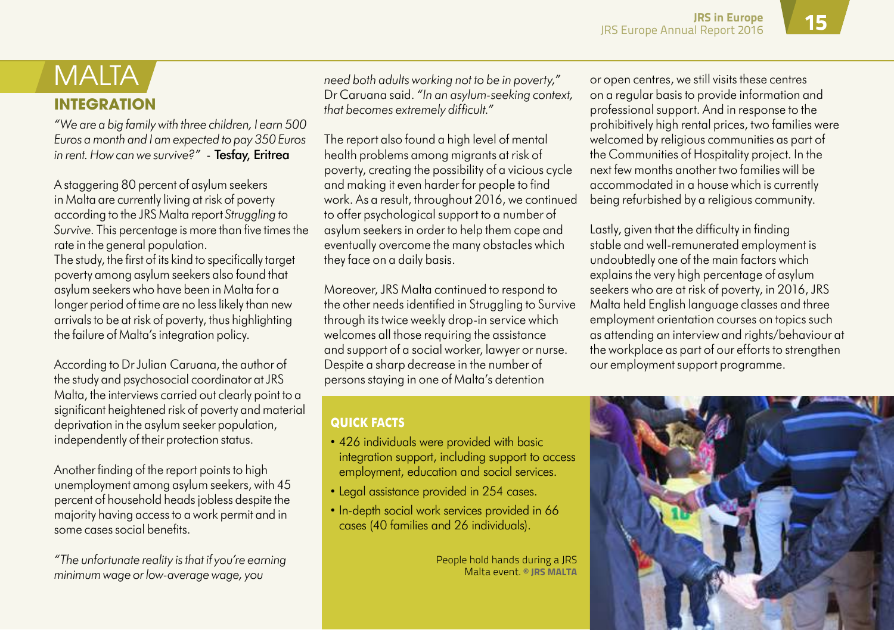# MALTA

## INTEGRATION

*"We are a big family with three children, I earn 500 Euros a month and I am expected to pay 350 Euros in rent. How can we survive?"* - **Tesfay, Eritrea**

A staggering 80 percent of asylum seekers in Malta are currently living at risk of poverty according to the JRS Malta report *Struggling to Survive*. This percentage is more than five times the rate in the general population.
The study, the first of its kind to specifically target poverty among asylum seekers also found that asylum seekers who have been in Malta for a longer period of time are no less likely than new arrivals to be at risk of poverty, thus highlighting the failure of Malta's integration policy.

According to Dr Julian Caruana, the author of the study and psychosocial coordinator at JRS Malta, the interviews carried out clearly point to a significant heightened risk of poverty and material deprivation in the asylum seeker population, independently of their protection status.

Another finding of the report points to high unemployment among asylum seekers, with 45 percent of household heads jobless despite the majority having access to a work permit and in some cases social benefits.

*"The unfortunate reality is that if you're earning minimum wage or low-average wage, you need both adults working not to be in poverty,"* Dr Caruana said. *"In an asylum-seeking context, that becomes extremely difficult."*

The report also found a high level of mental health problems among migrants at risk of poverty, creating the possibility of a vicious cycle and making it even harder for people to find work. As a result, throughout 2016, we continued to offer psychological support to a number of asylum seekers in order to help them cope and eventually overcome the many obstacles which they face on a daily basis.

Moreover, JRS Malta continued to respond to the other needs identified in Struggling to Survive through its twice weekly drop-in service which welcomes all those requiring the assistance and support of a social worker, lawyer or nurse. Despite a sharp decrease in the number of persons staying in one of Malta's detention or open centres, we still visits these centres on a regular basis to provide information and professional support. And in response to the prohibitively high rental prices, two families were welcomed by religious communities as part of the Communities of Hospitality project. In the next few months another two families will be accommodated in a house which is currently being refurbished by a religious community.

Lastly, given that the difficulty in finding stable and well-remunerated employment is undoubtedly one of the main factors which explains the very high percentage of asylum seekers who are at risk of poverty, in 2016, JRS Malta held English language classes and three employment orientation courses on topics such as attending an interview and rights/behaviour at the workplace as part of our efforts to strengthen our employment support programme.

### QUICK FACTS

- 426 individuals were provided with basic integration support, including support to access employment, education and social services.
- Legal assistance provided in 254 cases.
- In-depth social work services provided in 66 cases (40 families and 26 individuals).

People hold hands during a JRS Malta event. © **JRS MALTA**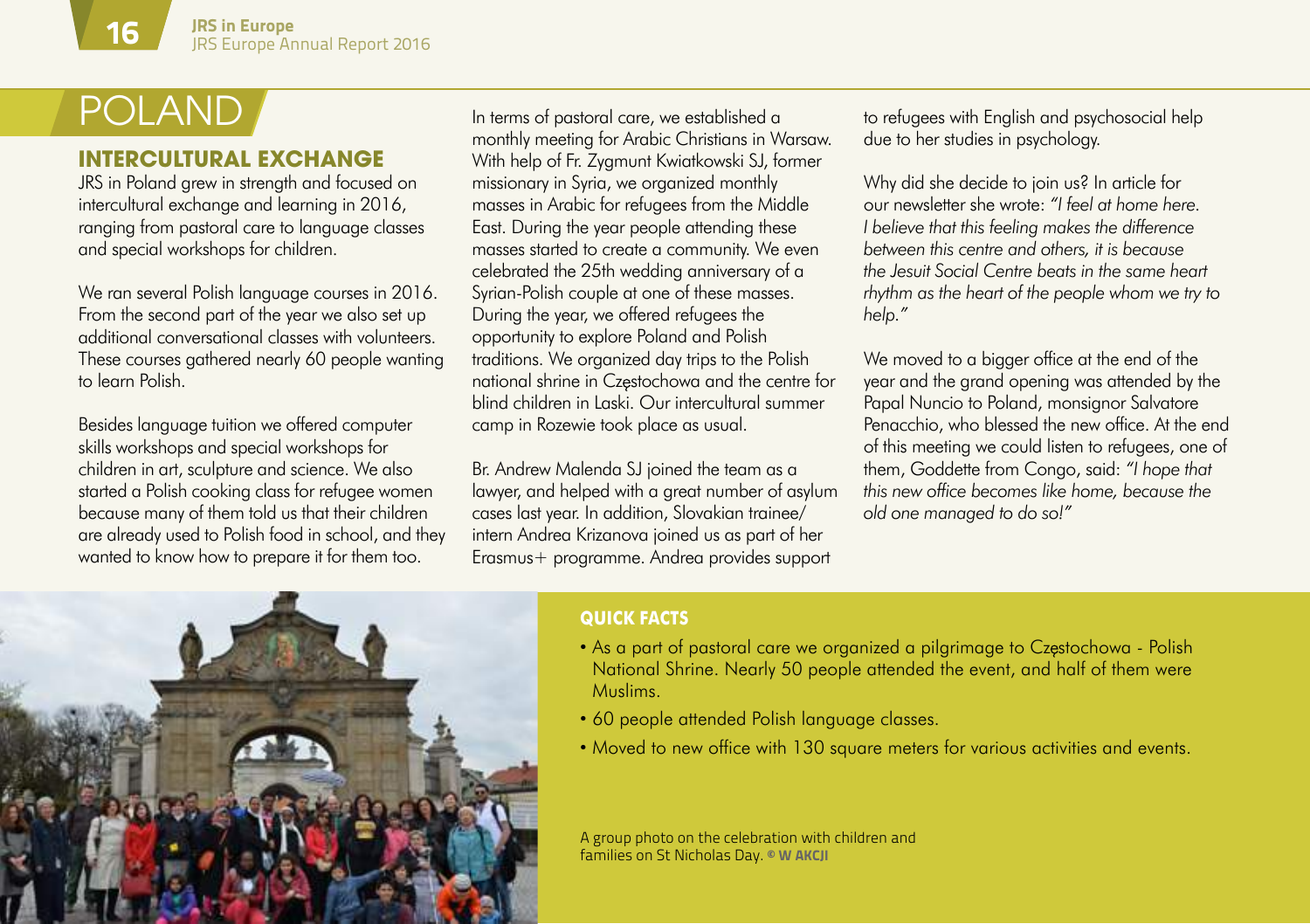# POLAND

## INTERCULTURAL EXCHANGE

JRS in Poland grew in strength and focused on intercultural exchange and learning in 2016, ranging from pastoral care to language classes and special workshops for children.

We ran several Polish language courses in 2016. From the second part of the year we also set up additional conversational classes with volunteers. These courses gathered nearly 60 people wanting to learn Polish.

Besides language tuition we offered computer skills workshops and special workshops for children in art, sculpture and science. We also started a Polish cooking class for refugee women because many of them told us that their children are already used to Polish food in school, and they wanted to know how to prepare it for them too.

In terms of pastoral care, we established a monthly meeting for Arabic Christians in Warsaw. With help of Fr. Zygmunt Kwiatkowski SJ, former missionary in Syria, we organized monthly masses in Arabic for refugees from the Middle East. During the year people attending these masses started to create a community. We even celebrated the 25th wedding anniversary of a Syrian-Polish couple at one of these masses. During the year, we offered refugees the opportunity to explore Poland and Polish traditions. We organized day trips to the Polish national shrine in Częstochowa and the centre for blind children in Laski. Our intercultural summer camp in Rozewie took place as usual.

Br. Andrew Malenda SJ joined the team as a lawyer, and helped with a great number of asylum cases last year. In addition, Slovakian trainee/intern Andrea Krizanova joined us as part of her Erasmus+ programme. Andrea provides support to refugees with English and psychosocial help due to her studies in psychology.

Why did she decide to join us? In article for our newsletter she wrote: *"I feel at home here. I believe that this feeling makes the difference between this centre and others, it is because the Jesuit Social Centre beats in the same heart rhythm as the heart of the people whom we try to help."*

We moved to a bigger office at the end of the year and the grand opening was attended by the Papal Nuncio to Poland, monsignor Salvatore Penacchio, who blessed the new office. At the end of this meeting we could listen to refugees, one of them, Goddette from Congo, said: *"I hope that this new office becomes like home, because the old one managed to do so!"*

### QUICK FACTS

- As a part of pastoral care we organized a pilgrimage to Częstochowa - Polish National Shrine. Nearly 50 people attended the event, and half of them were Muslims.
- 60 people attended Polish language classes.
- Moved to new office with 130 square meters for various activities and events.

A group photo on the celebration with children and families on St Nicholas Day. © W AKCJI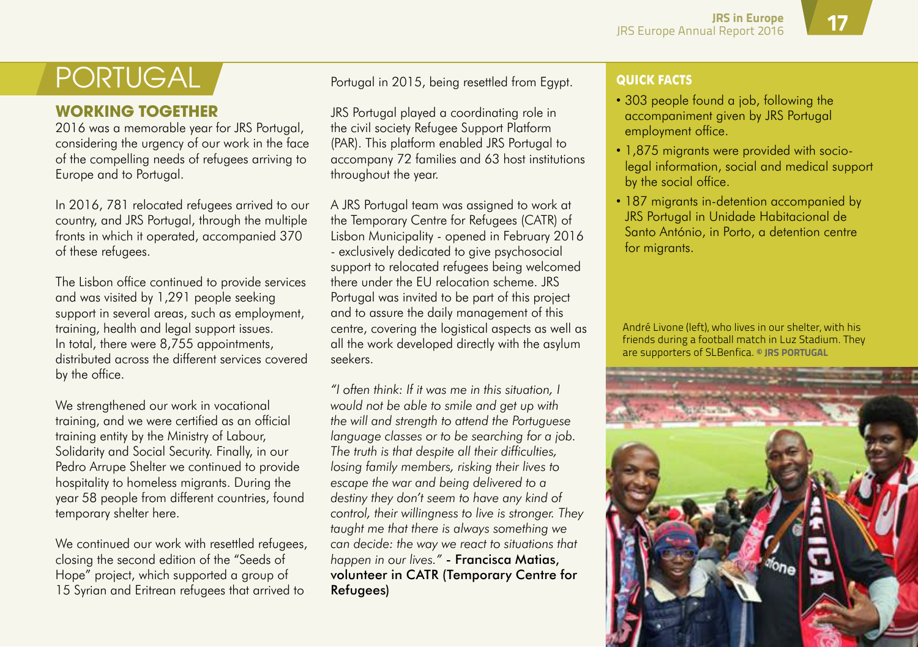# PORTUGAL

## WORKING TOGETHER

2016 was a memorable year for JRS Portugal, considering the urgency of our work in the face of the compelling needs of refugees arriving to Europe and to Portugal.

In 2016, 781 relocated refugees arrived to our country, and JRS Portugal, through the multiple fronts in which it operated, accompanied 370 of these refugees.

The Lisbon office continued to provide services and was visited by 1,291 people seeking support in several areas, such as employment, training, health and legal support issues. In total, there were 8,755 appointments, distributed across the different services covered by the office.

We strengthened our work in vocational training, and we were certified as an official training entity by the Ministry of Labour, Solidarity and Social Security. Finally, in our Pedro Arrupe Shelter we continued to provide hospitality to homeless migrants. During the year 58 people from different countries, found temporary shelter here.

We continued our work with resettled refugees, closing the second edition of the "Seeds of Hope" project, which supported a group of 15 Syrian and Eritrean refugees that arrived to Portugal in 2015, being resettled from Egypt.

JRS Portugal played a coordinating role in the civil society Refugee Support Platform (PAR). This platform enabled JRS Portugal to accompany 72 families and 63 host institutions throughout the year.

A JRS Portugal team was assigned to work at the Temporary Centre for Refugees (CATR) of Lisbon Municipality - opened in February 2016 - exclusively dedicated to give psychosocial support to relocated refugees being welcomed there under the EU relocation scheme. JRS Portugal was invited to be part of this project and to assure the daily management of this centre, covering the logistical aspects as well as all the work developed directly with the asylum seekers.

*"I often think: If it was me in this situation, I would not be able to smile and get up with the will and strength to attend the Portuguese language classes or to be searching for a job. The truth is that despite all their difficulties, losing family members, risking their lives to escape the war and being delivered to a destiny they don't seem to have any kind of control, their willingness to live is stronger. They taught me that there is always something we can decide: the way we react to situations that happen in our lives."* - Francisca Matias, volunteer in CATR (Temporary Centre for Refugees)

### QUICK FACTS

- 303 people found a job, following the accompaniment given by JRS Portugal employment office.
- 1,875 migrants were provided with socio-legal information, social and medical support by the social office.
- 187 migrants in-detention accompanied by JRS Portugal in Unidade Habitacional de Santo António, in Porto, a detention centre for migrants.

André Livone (left), who lives in our shelter, with his friends during a football match in Luz Stadium. They are supporters of SLBenfica. © JRS PORTUGAL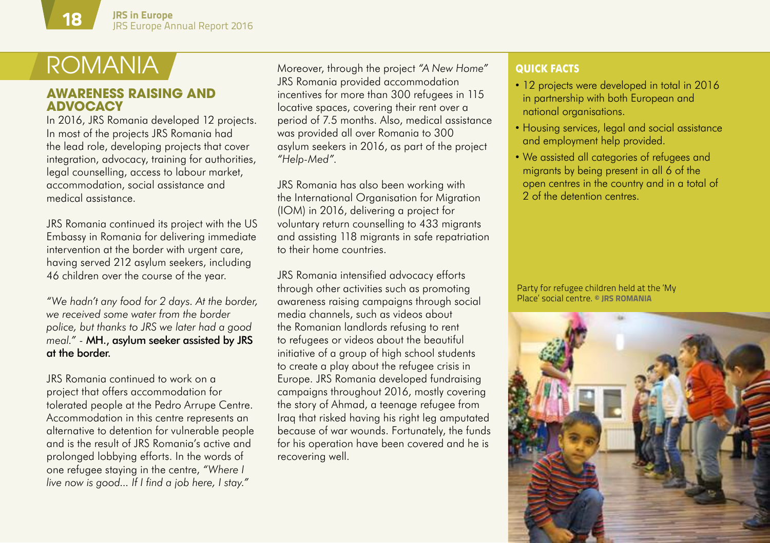# ROMANIA

## AWARENESS RAISING AND ADVOCACY

In 2016, JRS Romania developed 12 projects. In most of the projects JRS Romania had the lead role, developing projects that cover integration, advocacy, training for authorities, legal counselling, access to labour market, accommodation, social assistance and medical assistance.

JRS Romania continued its project with the US Embassy in Romania for delivering immediate intervention at the border with urgent care, having served 212 asylum seekers, including 46 children over the course of the year.

*"We hadn't any food for 2 days. At the border, we received some water from the border police, but thanks to JRS we later had a good meal."* - **MH., asylum seeker assisted by JRS at the border.**

JRS Romania continued to work on a project that offers accommodation for tolerated people at the Pedro Arrupe Centre. Accommodation in this centre represents an alternative to detention for vulnerable people and is the result of JRS Romania's active and prolonged lobbying efforts. In the words of one refugee staying in the centre, *"Where I live now is good... If I find a job here, I stay."*

Moreover, through the project *"A New Home"* JRS Romania provided accommodation incentives for more than 300 refugees in 115 locative spaces, covering their rent over a period of 7.5 months. Also, medical assistance was provided all over Romania to 300 asylum seekers in 2016, as part of the project *"Help-Med"*.

JRS Romania has also been working with the International Organisation for Migration (IOM) in 2016, delivering a project for voluntary return counselling to 433 migrants and assisting 118 migrants in safe repatriation to their home countries.

JRS Romania intensified advocacy efforts through other activities such as promoting awareness raising campaigns through social media channels, such as videos about the Romanian landlords refusing to rent to refugees or videos about the beautiful initiative of a group of high school students to create a play about the refugee crisis in Europe. JRS Romania developed fundraising campaigns throughout 2016, mostly covering the story of Ahmad, a teenage refugee from Iraq that risked having his right leg amputated because of war wounds. Fortunately, the funds for his operation have been covered and he is recovering well.

### QUICK FACTS

- 12 projects were developed in total in 2016 in partnership with both European and national organisations.
- Housing services, legal and social assistance and employment help provided.
- We assisted all categories of refugees and migrants by being present in all 6 of the open centres in the country and in a total of 2 of the detention centres.

Party for refugee children held at the 'My Place' social centre. © **JRS ROMANIA**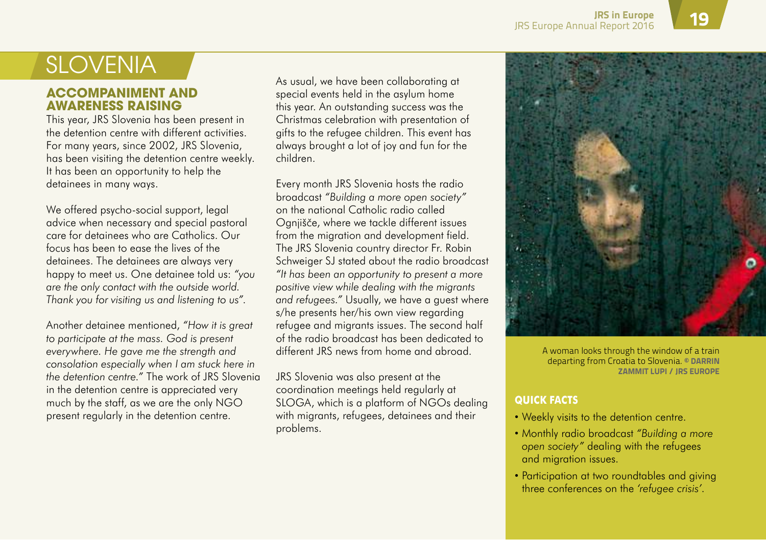# SLOVENIA

## ACCOMPANIMENT AND AWARENESS RAISING

This year, JRS Slovenia has been present in the detention centre with different activities. For many years, since 2002, JRS Slovenia, has been visiting the detention centre weekly. It has been an opportunity to help the detainees in many ways.

We offered psycho-social support, legal advice when necessary and special pastoral care for detainees who are Catholics. Our focus has been to ease the lives of the detainees. The detainees are always very happy to meet us. One detainee told us: *"you are the only contact with the outside world. Thank you for visiting us and listening to us"*.

Another detainee mentioned, *"How it is great to participate at the mass. God is present everywhere. He gave me the strength and consolation especially when I am stuck here in the detention centre."* The work of JRS Slovenia in the detention centre is appreciated very much by the staff, as we are the only NGO present regularly in the detention centre.

As usual, we have been collaborating at special events held in the asylum home this year. An outstanding success was the Christmas celebration with presentation of gifts to the refugee children. This event has always brought a lot of joy and fun for the children.

Every month JRS Slovenia hosts the radio broadcast *"Building a more open society"* on the national Catholic radio called Ognjišče, where we tackle different issues from the migration and development field. The JRS Slovenia country director Fr. Robin Schweiger SJ stated about the radio broadcast *"It has been an opportunity to present a more positive view while dealing with the migrants and refugees."* Usually, we have a guest where s/he presents her/his own view regarding refugee and migrants issues. The second half of the radio broadcast has been dedicated to different JRS news from home and abroad.

JRS Slovenia was also present at the coordination meetings held regularly at SLOGA, which is a platform of NGOs dealing with migrants, refugees, detainees and their problems.

A woman looks through the window of a train departing from Croatia to Slovenia. © **DARRIN ZAMMIT LUPI / JRS EUROPE**

### QUICK FACTS

- Weekly visits to the detention centre.
- Monthly radio broadcast *"Building a more open society"* dealing with the refugees and migration issues.
- Participation at two roundtables and giving three conferences on the *'refugee crisis'*.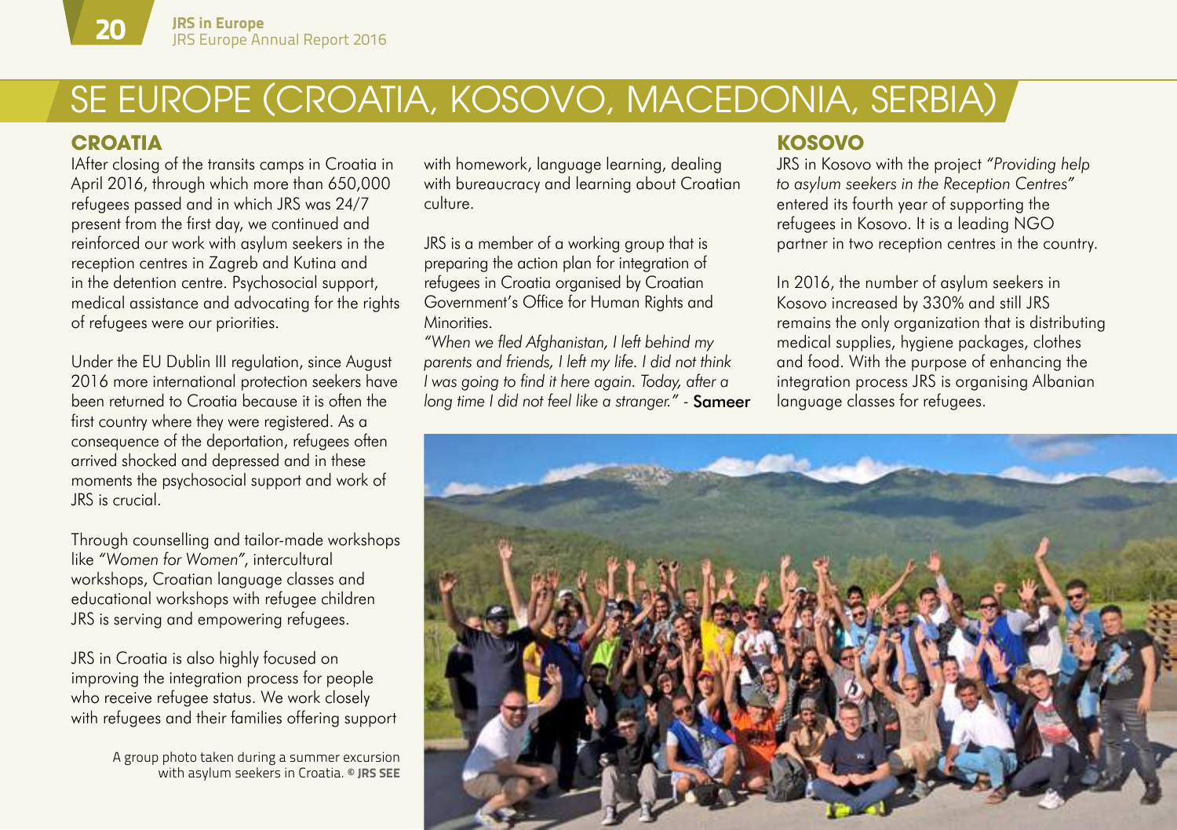# SE EUROPE (CROATIA, KOSOVO, MACEDONIA, SERBIA)

## CROATIA

IAfter closing of the transits camps in Croatia in April 2016, through which more than 650,000 refugees passed and in which JRS was 24/7 present from the first day, we continued and reinforced our work with asylum seekers in the reception centres in Zagreb and Kutina and in the detention centre. Psychosocial support, medical assistance and advocating for the rights of refugees were our priorities.

Under the EU Dublin III regulation, since August 2016 more international protection seekers have been returned to Croatia because it is often the first country where they were registered. As a consequence of the deportation, refugees often arrived shocked and depressed and in these moments the psychosocial support and work of JRS is crucial.

Through counselling and tailor-made workshops like *"Women for Women"*, intercultural workshops, Croatian language classes and educational workshops with refugee children JRS is serving and empowering refugees.

JRS in Croatia is also highly focused on improving the integration process for people who receive refugee status. We work closely with refugees and their families offering support with homework, language learning, dealing with bureaucracy and learning about Croatian culture.

JRS is a member of a working group that is preparing the action plan for integration of refugees in Croatia organised by Croatian Government's Office for Human Rights and Minorities.

*"When we fled Afghanistan, I left behind my parents and friends, I left my life. I did not think I was going to find it here again. Today, after a long time I did not feel like a stranger."* - **Sameer**

A group photo taken during a summer excursion with asylum seekers in Croatia. © **JRS SEE**

## KOSOVO

JRS in Kosovo with the project *"Providing help to asylum seekers in the Reception Centres"* entered its fourth year of supporting the refugees in Kosovo. It is a leading NGO partner in two reception centres in the country.

In 2016, the number of asylum seekers in Kosovo increased by 330% and still JRS remains the only organization that is distributing medical supplies, hygiene packages, clothes and food. With the purpose of enhancing the integration process JRS is organising Albanian language classes for refugees.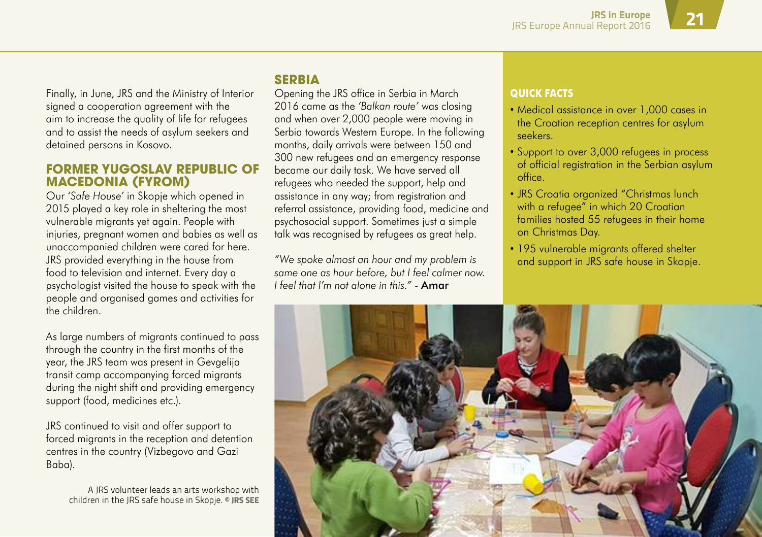Finally, in June, JRS and the Ministry of Interior signed a cooperation agreement with the aim to increase the quality of life for refugees and to assist the needs of asylum seekers and detained persons in Kosovo.

## FORMER YUGOSLAV REPUBLIC OF MACEDONIA (FYROM)

Our *'Safe House'* in Skopje which opened in 2015 played a key role in sheltering the most vulnerable migrants yet again. People with injuries, pregnant women and babies as well as unaccompanied children were cared for here. JRS provided everything in the house from food to television and internet. Every day a psychologist visited the house to speak with the people and organised games and activities for the children.

As large numbers of migrants continued to pass through the country in the first months of the year, the JRS team was present in Gevgelija transit camp accompanying forced migrants during the night shift and providing emergency support (food, medicines etc.).

JRS continued to visit and offer support to forced migrants in the reception and detention centres in the country (Vizbegovo and Gazi Baba).

A JRS volunteer leads an arts workshop with children in the JRS safe house in Skopje. © **JRS SEE**

## SERBIA

Opening the JRS office in Serbia in March 2016 came as the *'Balkan route'* was closing and when over 2,000 people were moving in Serbia towards Western Europe. In the following months, daily arrivals were between 150 and 300 new refugees and an emergency response became our daily task. We have served all refugees who needed the support, help and assistance in any way; from registration and referral assistance, providing food, medicine and psychosocial support. Sometimes just a simple talk was recognised by refugees as great help.

*"We spoke almost an hour and my problem is same one as hour before, but I feel calmer now. I feel that I'm not alone in this."* - **Amar**

### QUICK FACTS

- Medical assistance in over 1,000 cases in the Croatian reception centres for asylum seekers.
- Support to over 3,000 refugees in process of official registration in the Serbian asylum office.
- JRS Croatia organized "Christmas lunch with a refugee" in which 20 Croatian families hosted 55 refugees in their home on Christmas Day.
- 195 vulnerable migrants offered shelter and support in JRS safe house in Skopje.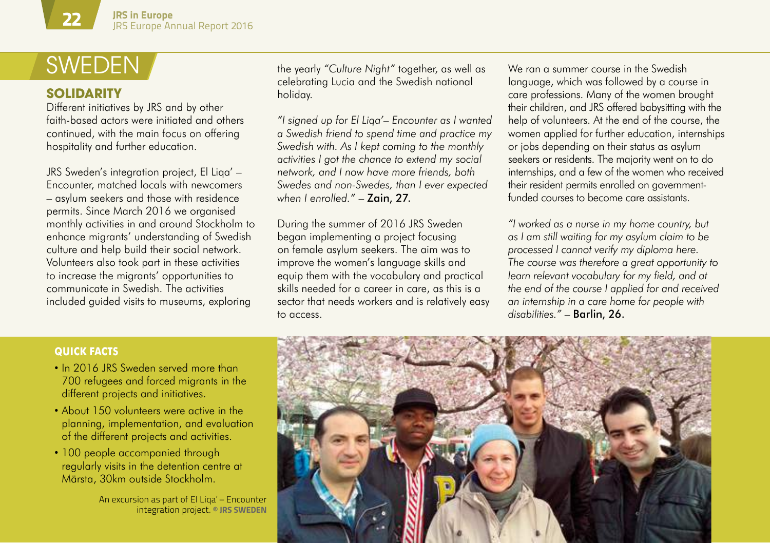# SWEDEN

## SOLIDARITY

Different initiatives by JRS and by other faith-based actors were initiated and others continued, with the main focus on offering hospitality and further education.

JRS Sweden's integration project, El Liqa' – Encounter, matched locals with newcomers – asylum seekers and those with residence permits. Since March 2016 we organised monthly activities in and around Stockholm to enhance migrants' understanding of Swedish culture and help build their social network. Volunteers also took part in these activities to increase the migrants' opportunities to communicate in Swedish. The activities included guided visits to museums, exploring the yearly *"Culture Night"* together, as well as celebrating Lucia and the Swedish national holiday.

*"I signed up for El Liqa'– Encounter as I wanted a Swedish friend to spend time and practice my Swedish with. As I kept coming to the monthly activities I got the chance to extend my social network, and I now have more friends, both Swedes and non-Swedes, than I ever expected when I enrolled."* – **Zain, 27.**

During the summer of 2016 JRS Sweden began implementing a project focusing on female asylum seekers. The aim was to improve the women's language skills and equip them with the vocabulary and practical skills needed for a career in care, as this is a sector that needs workers and is relatively easy to access.

We ran a summer course in the Swedish language, which was followed by a course in care professions. Many of the women brought their children, and JRS offered babysitting with the help of volunteers. At the end of the course, the women applied for further education, internships or jobs depending on their status as asylum seekers or residents. The majority went on to do internships, and a few of the women who received their resident permits enrolled on government-funded courses to become care assistants.

*"I worked as a nurse in my home country, but as I am still waiting for my asylum claim to be processed I cannot verify my diploma here. The course was therefore a great opportunity to learn relevant vocabulary for my field, and at the end of the course I applied for and received an internship in a care home for people with disabilities."* – **Barlin, 26.**

### QUICK FACTS

- In 2016 JRS Sweden served more than 700 refugees and forced migrants in the different projects and initiatives.
- About 150 volunteers were active in the planning, implementation, and evaluation of the different projects and activities.
- 100 people accompanied through regularly visits in the detention centre at Märsta, 30km outside Stockholm.

An excursion as part of El Liqa' – Encounter integration project. © **JRS SWEDEN**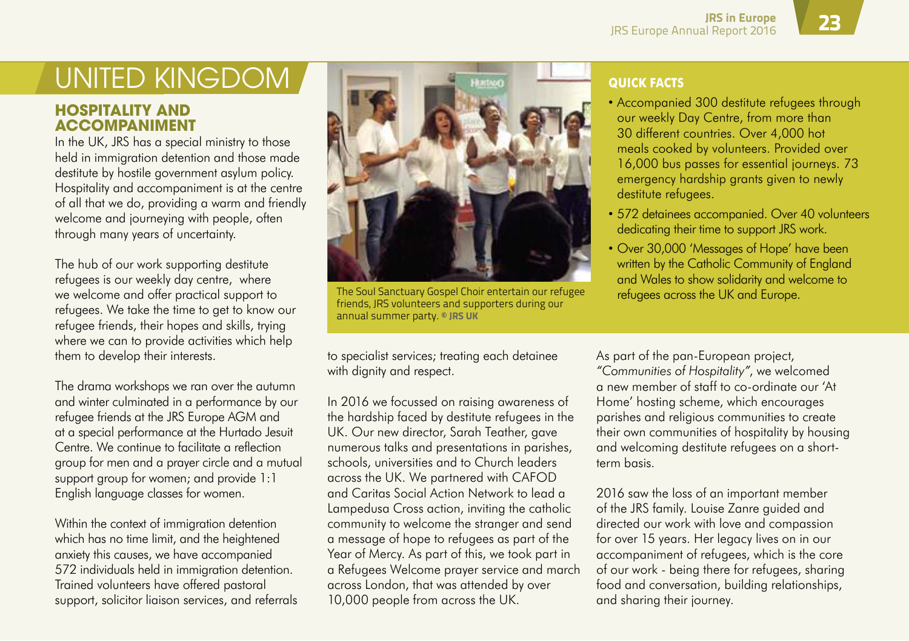# UNITED KINGDOM

## HOSPITALITY AND ACCOMPANIMENT

In the UK, JRS has a special ministry to those held in immigration detention and those made destitute by hostile government asylum policy. Hospitality and accompaniment is at the centre of all that we do, providing a warm and friendly welcome and journeying with people, often through many years of uncertainty.

The hub of our work supporting destitute refugees is our weekly day centre, where we welcome and offer practical support to refugees. We take the time to get to know our refugee friends, their hopes and skills, trying where we can to provide activities which help them to develop their interests.

The drama workshops we ran over the autumn and winter culminated in a performance by our refugee friends at the JRS Europe AGM and at a special performance at the Hurtado Jesuit Centre. We continue to facilitate a reflection group for men and a prayer circle and a mutual support group for women; and provide 1:1 English language classes for women.

Within the context of immigration detention which has no time limit, and the heightened anxiety this causes, we have accompanied 572 individuals held in immigration detention. Trained volunteers have offered pastoral support, solicitor liaison services, and referrals to specialist services; treating each detainee with dignity and respect.

The Soul Sanctuary Gospel Choir entertain our refugee friends, JRS volunteers and supporters during our annual summer party. © **JRS UK**

In 2016 we focussed on raising awareness of the hardship faced by destitute refugees in the UK. Our new director, Sarah Teather, gave numerous talks and presentations in parishes, schools, universities and to Church leaders across the UK. We partnered with CAFOD and Caritas Social Action Network to lead a Lampedusa Cross action, inviting the catholic community to welcome the stranger and send a message of hope to refugees as part of the Year of Mercy. As part of this, we took part in a Refugees Welcome prayer service and march across London, that was attended by over 10,000 people from across the UK.

### QUICK FACTS

- Accompanied 300 destitute refugees through our weekly Day Centre, from more than 30 different countries. Over 4,000 hot meals cooked by volunteers. Provided over 16,000 bus passes for essential journeys. 73 emergency hardship grants given to newly destitute refugees.
- 572 detainees accompanied. Over 40 volunteers dedicating their time to support JRS work.
- Over 30,000 'Messages of Hope' have been written by the Catholic Community of England and Wales to show solidarity and welcome to refugees across the UK and Europe.

As part of the pan-European project, *"Communities of Hospitality"*, we welcomed a new member of staff to co-ordinate our 'At Home' hosting scheme, which encourages parishes and religious communities to create their own communities of hospitality by housing and welcoming destitute refugees on a short-term basis.

2016 saw the loss of an important member of the JRS family. Louise Zanre guided and directed our work with love and compassion for over 15 years. Her legacy lives on in our accompaniment of refugees, which is the core of our work - being there for refugees, sharing food and conversation, building relationships, and sharing their journey.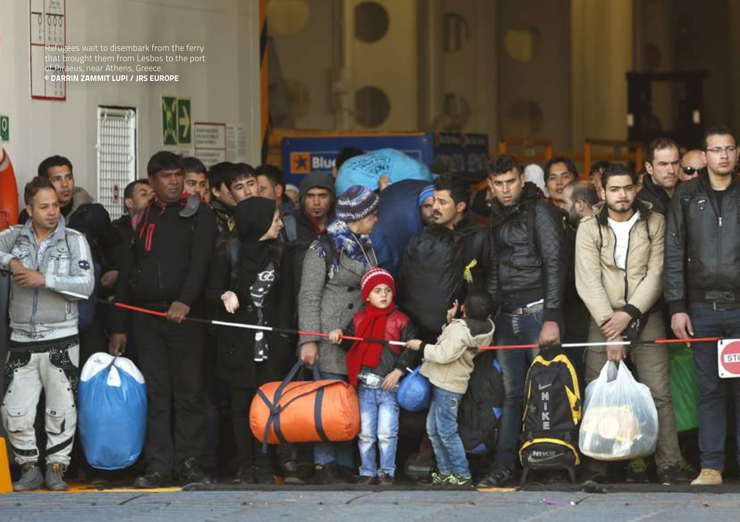Refugees wait to disembark from the ferry that brought them from Lesbos to the port of Piraeus, near Athens, Greece.
**© DARRIN ZAMMIT LUPI / JRS EUROPE**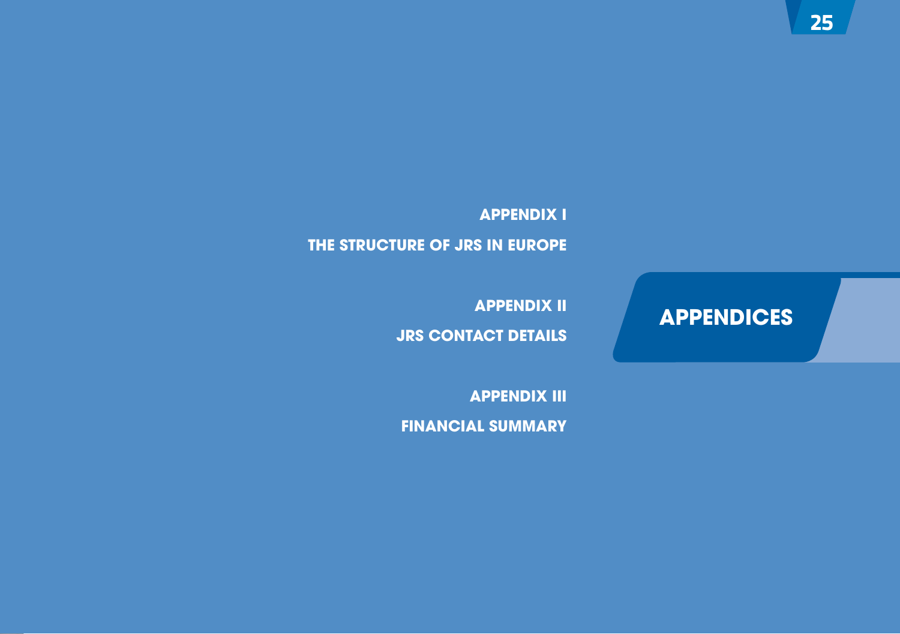# APPENDICES

**APPENDIX I**

**THE STRUCTURE OF JRS IN EUROPE**

**APPENDIX II**

**JRS CONTACT DETAILS**

**APPENDIX III**

**FINANCIAL SUMMARY**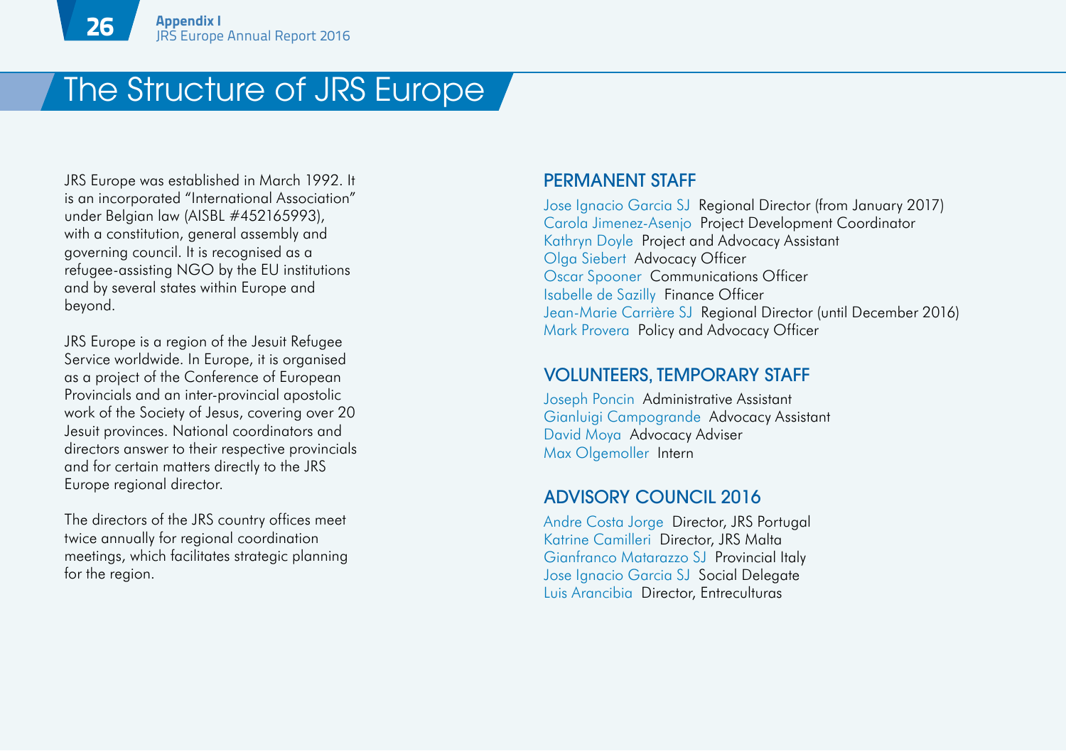# The Structure of JRS Europe

JRS Europe was established in March 1992. It is an incorporated "International Association" under Belgian law (AISBL #452165993), with a constitution, general assembly and governing council. It is recognised as a refugee-assisting NGO by the EU institutions and by several states within Europe and beyond.

JRS Europe is a region of the Jesuit Refugee Service worldwide. In Europe, it is organised as a project of the Conference of European Provincials and an inter-provincial apostolic work of the Society of Jesus, covering over 20 Jesuit provinces. National coordinators and directors answer to their respective provincials and for certain matters directly to the JRS Europe regional director.

The directors of the JRS country offices meet twice annually for regional coordination meetings, which facilitates strategic planning for the region.

## PERMANENT STAFF

Jose Ignacio Garcia SJ Regional Director (from January 2017)
Carola Jimenez-Asenjo Project Development Coordinator
Kathryn Doyle Project and Advocacy Assistant
Olga Siebert Advocacy Officer
Oscar Spooner Communications Officer
Isabelle de Sazilly Finance Officer
Jean-Marie Carrière SJ Regional Director (until December 2016)
Mark Provera Policy and Advocacy Officer

## VOLUNTEERS, TEMPORARY STAFF

Joseph Poncin Administrative Assistant
Gianluigi Campogrande Advocacy Assistant
David Moya Advocacy Adviser
Max Olgemoller Intern

## ADVISORY COUNCIL 2016

Andre Costa Jorge Director, JRS Portugal
Katrine Camilleri Director, JRS Malta
Gianfranco Matarazzo SJ Provincial Italy
Jose Ignacio Garcia SJ Social Delegate
Luis Arancibia Director, Entreculturas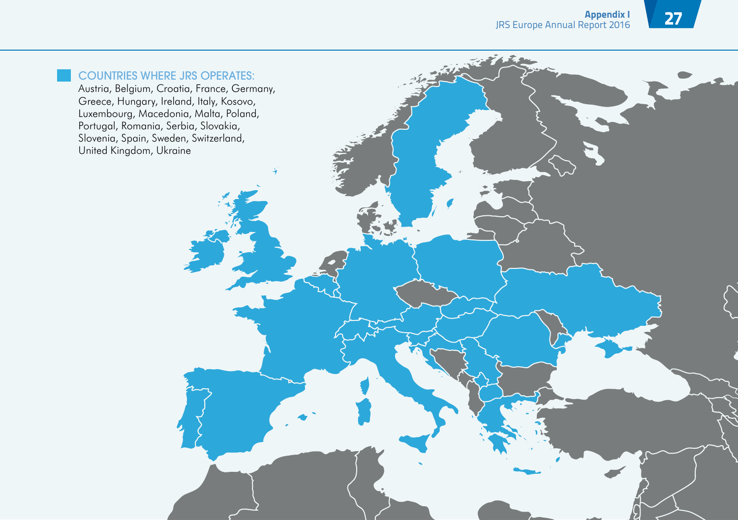## COUNTRIES WHERE JRS OPERATES:

Austria, Belgium, Croatia, France, Germany, Greece, Hungary, Ireland, Italy, Kosovo, Luxembourg, Macedonia, Malta, Poland, Portugal, Romania, Serbia, Slovakia, Slovenia, Spain, Sweden, Switzerland, United Kingdom, Ukraine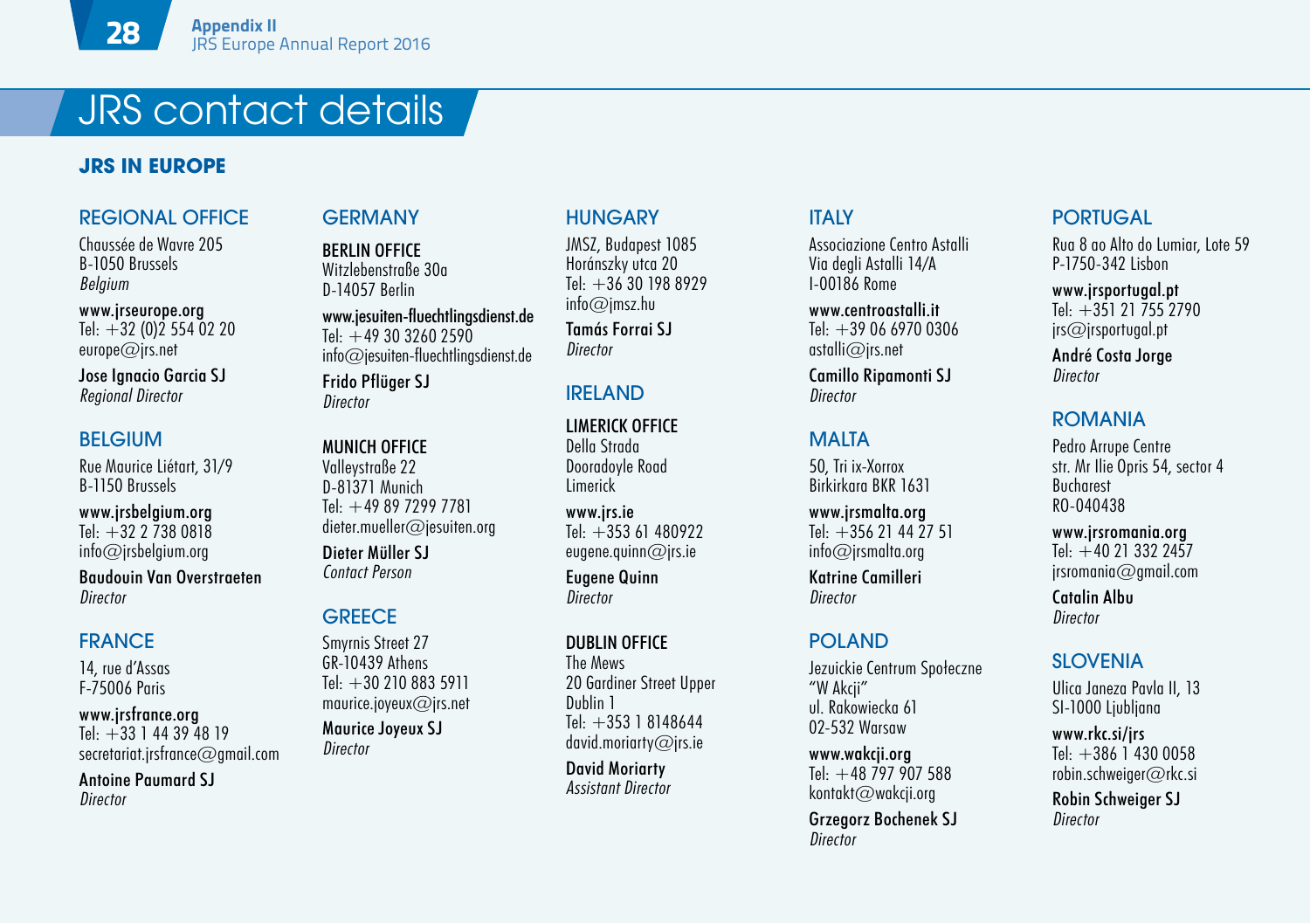# JRS contact details

## JRS IN EUROPE

### REGIONAL OFFICE

Chaussée de Wavre 205
B-1050 Brussels
*Belgium*

**www.jrseurope.org**
Tel: +32 (0)2 554 02 20
europe@jrs.net

**Jose Ignacio Garcia SJ**
*Regional Director*

### BELGIUM

Rue Maurice Liétart, 31/9
B-1150 Brussels

**www.jrsbelgium.org**
Tel: +32 2 738 0818
info@jrsbelgium.org

**Baudouin Van Overstraeten**
*Director*

### FRANCE

14, rue d'Assas
F-75006 Paris

**www.jrsfrance.org**
Tel: +33 1 44 39 48 19
secretariat.jrsfrance@gmail.com

**Antoine Paumard SJ**
*Director*

### GERMANY

**BERLIN OFFICE**
Witzlebenstraße 30a
D-14057 Berlin

**www.jesuiten-fluechtlingsdienst.de**
Tel: +49 30 3260 2590
info@jesuiten-fluechtlingsdienst.de

**Frido Pflüger SJ**
*Director*

**MUNICH OFFICE**
Valleystraße 22
D-81371 Munich
Tel: +49 89 7299 7781
dieter.mueller@jesuiten.org

**Dieter Müller SJ**
*Contact Person*

### GREECE

Smyrnis Street 27
GR-10439 Athens
Tel: +30 210 883 5911
maurice.joyeux@jrs.net

**Maurice Joyeux SJ**
*Director*

### HUNGARY

JMSZ, Budapest 1085
Horánszky utca 20
Tel: +36 30 198 8929
info@jmsz.hu

**Tamás Forrai SJ**
*Director*

### IRELAND

**LIMERICK OFFICE**
Della Strada
Dooradoyle Road
Limerick

**www.jrs.ie**
Tel: +353 61 480922
eugene.quinn@jrs.ie

**Eugene Quinn**
*Director*

**DUBLIN OFFICE**
The Mews
20 Gardiner Street Upper
Dublin 1
Tel: +353 1 8148644
david.moriarty@jrs.ie

**David Moriarty**
*Assistant Director*

### ITALY

Associazione Centro Astalli
Via degli Astalli 14/A
I-00186 Rome

**www.centroastalli.it**
Tel: +39 06 6970 0306
astalli@jrs.net

**Camillo Ripamonti SJ**
*Director*

### MALTA

50, Tri ix-Xorrox
Birkirkara BKR 1631

**www.jrsmalta.org**
Tel: +356 21 44 27 51
info@jrsmalta.org

**Katrine Camilleri**
*Director*

### POLAND

Jezuickie Centrum Społeczne
"W Akcji"
ul. Rakowiecka 61
02-532 Warsaw

**www.wakcji.org**
Tel: +48 797 907 588
kontakt@wakcji.org

**Grzegorz Bochenek SJ**
*Director*

### PORTUGAL

Rua 8 ao Alto do Lumiar, Lote 59
P-1750-342 Lisbon

**www.jrsportugal.pt**
Tel: +351 21 755 2790
jrs@jrsportugal.pt

**André Costa Jorge**
*Director*

### ROMANIA

Pedro Arrupe Centre
str. Mr Ilie Opris 54, sector 4
Bucharest
RO-040438

**www.jrsromania.org**
Tel: +40 21 332 2457
jrsromania@gmail.com

**Catalin Albu**
*Director*

### SLOVENIA

Ulica Janeza Pavla II, 13
SI-1000 Ljubljana

**www.rkc.si/jrs**
Tel: +386 1 430 0058
robin.schweiger@rkc.si

**Robin Schweiger SJ**
*Director*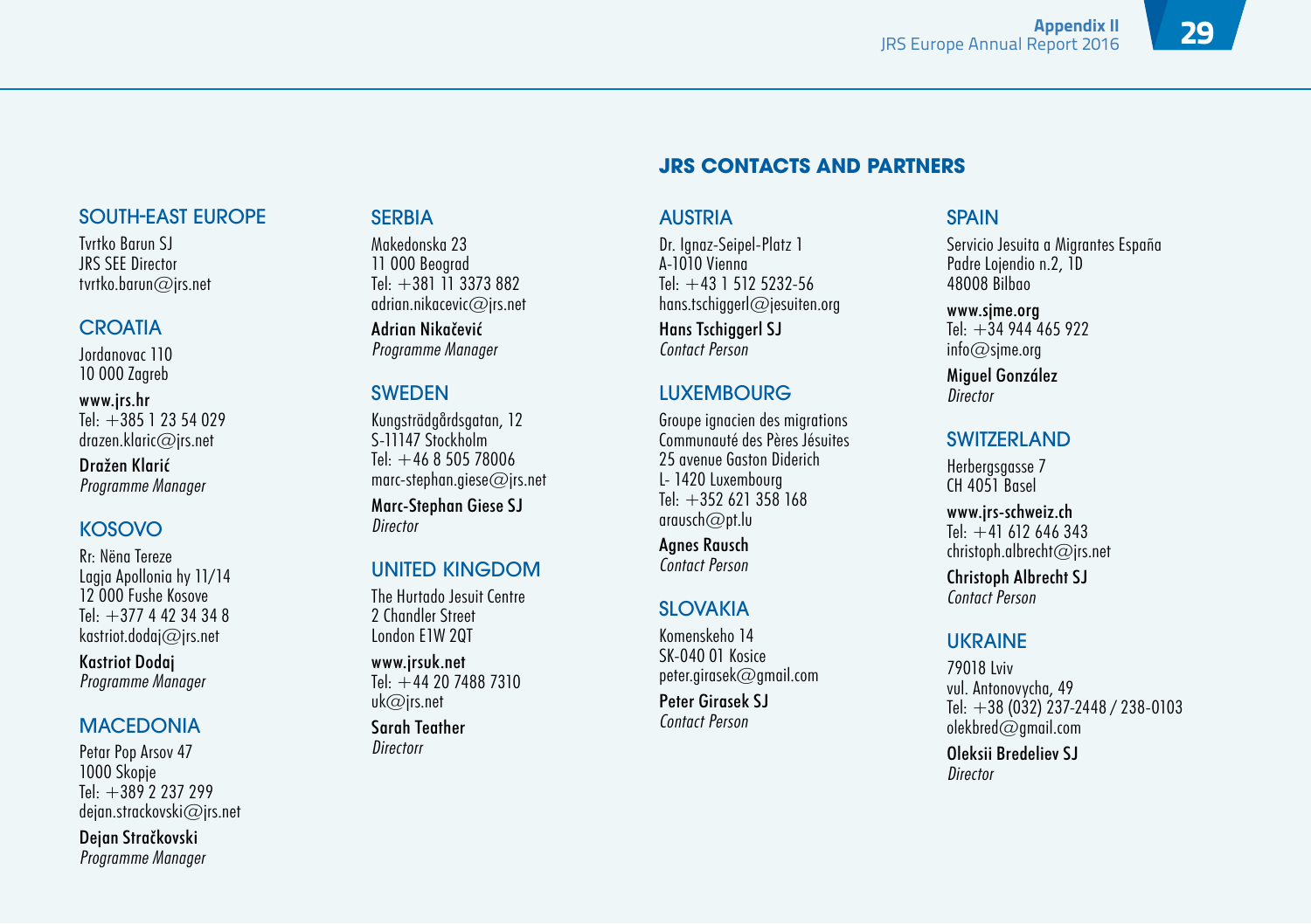## JRS CONTACTS AND PARTNERS

### SOUTH-EAST EUROPE

Tvrtko Barun SJ
JRS SEE Director
tvrtko.barun@jrs.net

### CROATIA

Jordanovac 110
10 000 Zagreb

**www.jrs.hr**
Tel: +385 1 23 54 029
drazen.klaric@jrs.net

**Dražen Klarić**
*Programme Manager*

### KOSOVO

Rr: Nëna Tereze
Lagja Apollonia hy 11/14
12 000 Fushe Kosove
Tel: +377 4 42 34 34 8
kastriot.dodaj@jrs.net

**Kastriot Dodaj**
*Programme Manager*

### MACEDONIA

Petar Pop Arsov 47
1000 Skopje
Tel: +389 2 237 299
dejan.strackovski@jrs.net

**Dejan Stračkovski**
*Programme Manager*

### SERBIA

Makedonska 23
11 000 Beograd
Tel: +381 11 3373 882
adrian.nikacevic@jrs.net

**Adrian Nikačević**
*Programme Manager*

### SWEDEN

Kungsträdgårdsgatan, 12
S-11147 Stockholm
Tel: +46 8 505 78006
marc-stephan.giese@jrs.net

**Marc-Stephan Giese SJ**
*Director*

### UNITED KINGDOM

The Hurtado Jesuit Centre
2 Chandler Street
London E1W 2QT

**www.jrsuk.net**
Tel: +44 20 7488 7310
uk@jrs.net

**Sarah Teather**
*Directorr*

### AUSTRIA

Dr. Ignaz-Seipel-Platz 1
A-1010 Vienna
Tel: +43 1 512 5232-56
hans.tschiggerl@jesuiten.org

**Hans Tschiggerl SJ**
*Contact Person*

### LUXEMBOURG

Groupe ignacien des migrations
Communauté des Pères Jésuites
25 avenue Gaston Diderich
L- 1420 Luxembourg
Tel: +352 621 358 168
arausch@pt.lu

**Agnes Rausch**
*Contact Person*

### SLOVAKIA

Komenskeho 14
SK-040 01 Kosice
peter.girasek@gmail.com

**Peter Girasek SJ**
*Contact Person*

### SPAIN

Servicio Jesuita a Migrantes España
Padre Lojendio n.2, 1D
48008 Bilbao

**www.sjme.org**
Tel: +34 944 465 922
info@sjme.org

**Miguel González**
*Director*

### SWITZERLAND

Herbergsgasse 7
CH 4051 Basel

**www.jrs-schweiz.ch**
Tel: +41 612 646 343
christoph.albrecht@jrs.net

**Christoph Albrecht SJ**
*Contact Person*

### UKRAINE

79018 Lviv
vul. Antonovycha, 49
Tel: +38 (032) 237-2448 / 238-0103
olekbred@gmail.com

**Oleksii Bredeliev SJ**
*Director*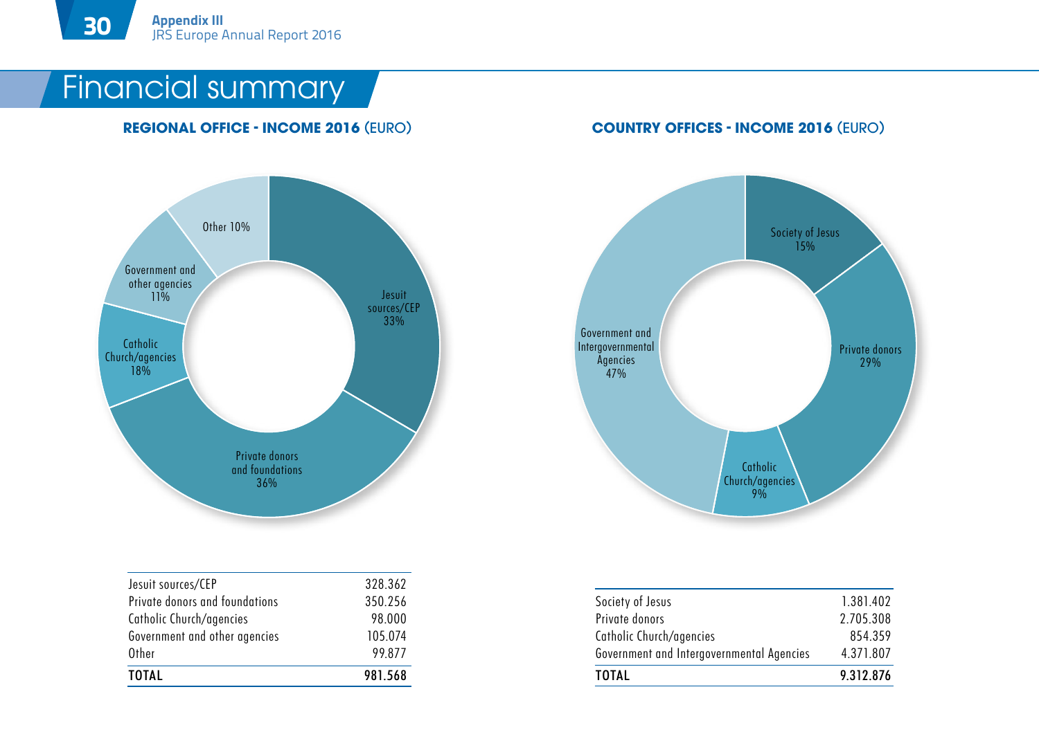# Financial summary

**REGIONAL OFFICE - INCOME 2016** (EURO)

| | |
|---|---|
| Jesuit sources/CEP | 328.362 |
| Private donors and foundations | 350.256 |
| Catholic Church/agencies | 98.000 |
| Government and other agencies | 105.074 |
| Other | 99.877 |
| **TOTAL** | **981.568** |

**COUNTRY OFFICES - INCOME 2016** (EURO)

| | |
|---|---|
| Society of Jesus | 1.381.402 |
| Private donors | 2.705.308 |
| Catholic Church/agencies | 854.359 |
| Government and Intergovernmental Agencies | 4.371.807 |
| **TOTAL** | **9.312.876** |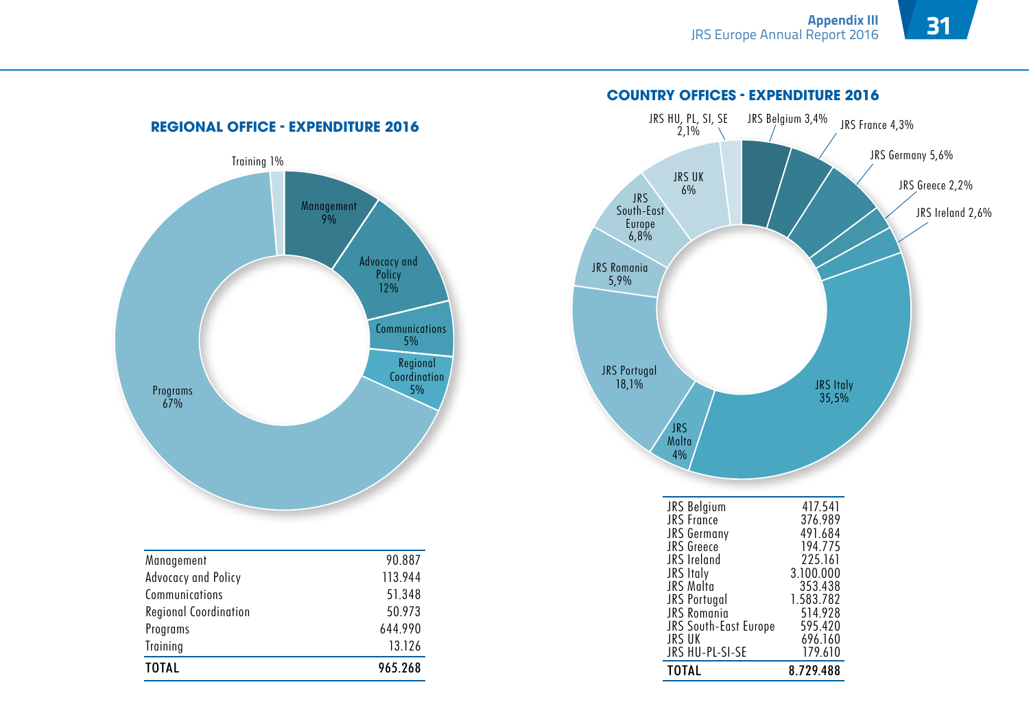## REGIONAL OFFICE - EXPENDITURE 2016

Training 1%
Management 9%
Advocacy and Policy 12%
Communications 5%
Regional Coordination 5%
Programs 67%

| | |
|---|---|
| Management | 90.887 |
| Advocacy and Policy | 113.944 |
| Communications | 51.348 |
| Regional Coordination | 50.973 |
| Programs | 644.990 |
| Training | 13.126 |
| **TOTAL** | **965.268** |

## COUNTRY OFFICES - EXPENDITURE 2016

JRS HU, PL, SI, SE 2,1%
JRS Belgium 3,4%
JRS France 4,3%
JRS Germany 5,6%
JRS Greece 2,2%
JRS Ireland 2,6%
JRS Italy 35,5%
JRS Malta 4%
JRS Portugal 18,1%
JRS Romania 5,9%
JRS South-East Europe 6,8%
JRS UK 6%

| | |
|---|---|
| JRS Belgium | 417.541 |
| JRS France | 376.989 |
| JRS Germany | 491.684 |
| JRS Greece | 194.775 |
| JRS Ireland | 225.161 |
| JRS Italy | 3.100.000 |
| JRS Malta | 353.438 |
| JRS Portugal | 1.583.782 |
| JRS Romania | 514.928 |
| JRS South-East Europe | 595.420 |
| JRS UK | 696.160 |
| JRS HU-PL-SI-SE | 179.610 |
| **TOTAL** | **8.729.488** |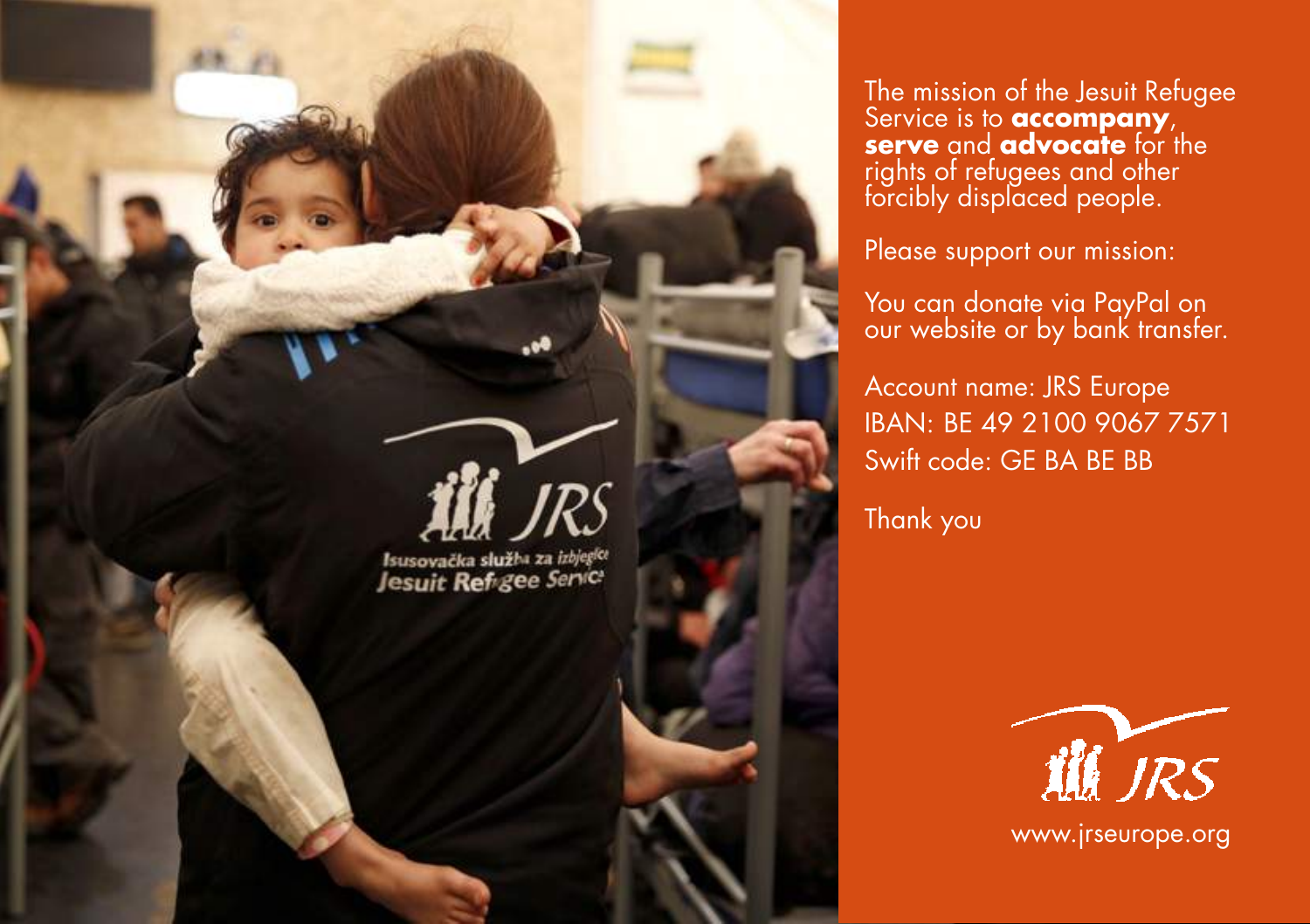The mission of the Jesuit Refugee Service is to **accompany**, **serve** and **advocate** for the rights of refugees and other forcibly displaced people.

Please support our mission:

You can donate via PayPal on our website or by bank transfer.

Account name: JRS Europe
IBAN: BE 49 2100 9067 7571
Swift code: GE BA BE BB

Thank you

JRS

www.jrseurope.org